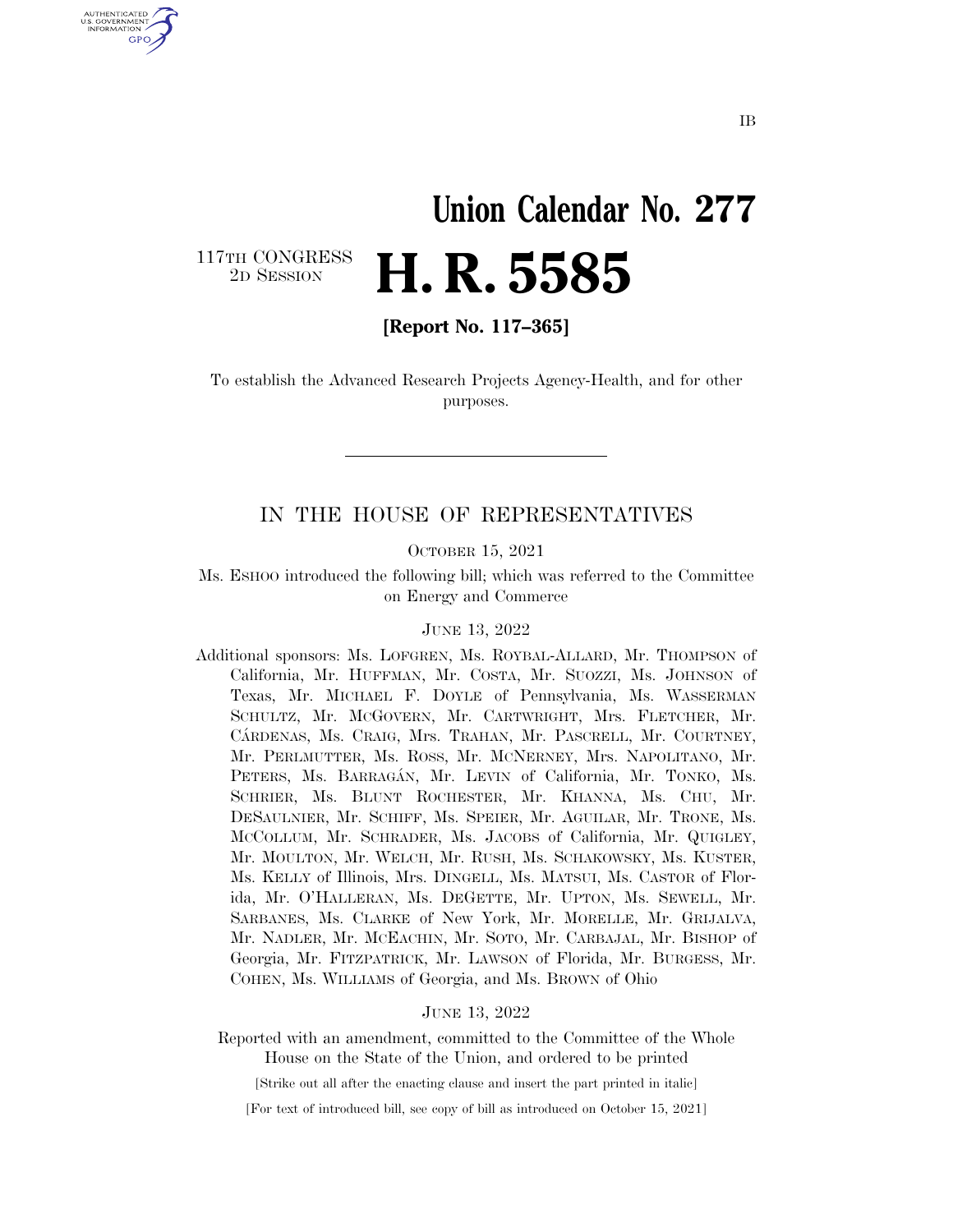IB

# Union Calendar No. 277

117TH CONGRESS
2D SESSION

# H. R. 5585

**[Report No. 117–365]**

To establish the Advanced Research Projects Agency-Health, and for other purposes.

---

## IN THE HOUSE OF REPRESENTATIVES

OCTOBER 15, 2021

Ms. ESHOO introduced the following bill; which was referred to the Committee on Energy and Commerce

JUNE 13, 2022

Additional sponsors: Ms. LOFGREN, Ms. ROYBAL-ALLARD, Mr. THOMPSON of California, Mr. HUFFMAN, Mr. COSTA, Mr. SUOZZI, Ms. JOHNSON of Texas, Mr. MICHAEL F. DOYLE of Pennsylvania, Ms. WASSERMAN SCHULTZ, Mr. MCGOVERN, Mr. CARTWRIGHT, Mrs. FLETCHER, Mr. CÁRDENAS, Ms. CRAIG, Mrs. TRAHAN, Mr. PASCRELL, Mr. COURTNEY, Mr. PERLMUTTER, Ms. ROSS, Mr. MCNERNEY, Mrs. NAPOLITANO, Mr. PETERS, Ms. BARRAGÁN, Mr. LEVIN of California, Mr. TONKO, Ms. SCHRIER, Ms. BLUNT ROCHESTER, Mr. KHANNA, Ms. CHU, Mr. DESAULNIER, Mr. SCHIFF, Ms. SPEIER, Mr. AGUILAR, Mr. TRONE, Ms. MCCOLLUM, Mr. SCHRADER, Ms. JACOBS of California, Mr. QUIGLEY, Mr. MOULTON, Mr. WELCH, Mr. RUSH, Ms. SCHAKOWSKY, Ms. KUSTER, Ms. KELLY of Illinois, Mrs. DINGELL, Ms. MATSUI, Ms. CASTOR of Florida, Mr. O'HALLERAN, Ms. DEGETTE, Mr. UPTON, Ms. SEWELL, Mr. SARBANES, Ms. CLARKE of New York, Mr. MORELLE, Mr. GRIJALVA, Mr. NADLER, Mr. MCEACHIN, Mr. SOTO, Mr. CARBAJAL, Mr. BISHOP of Georgia, Mr. FITZPATRICK, Mr. LAWSON of Florida, Mr. BURGESS, Mr. COHEN, Ms. WILLIAMS of Georgia, and Ms. BROWN of Ohio

JUNE 13, 2022

Reported with an amendment, committed to the Committee of the Whole House on the State of the Union, and ordered to be printed

[Strike out all after the enacting clause and insert the part printed in italic]

[For text of introduced bill, see copy of bill as introduced on October 15, 2021]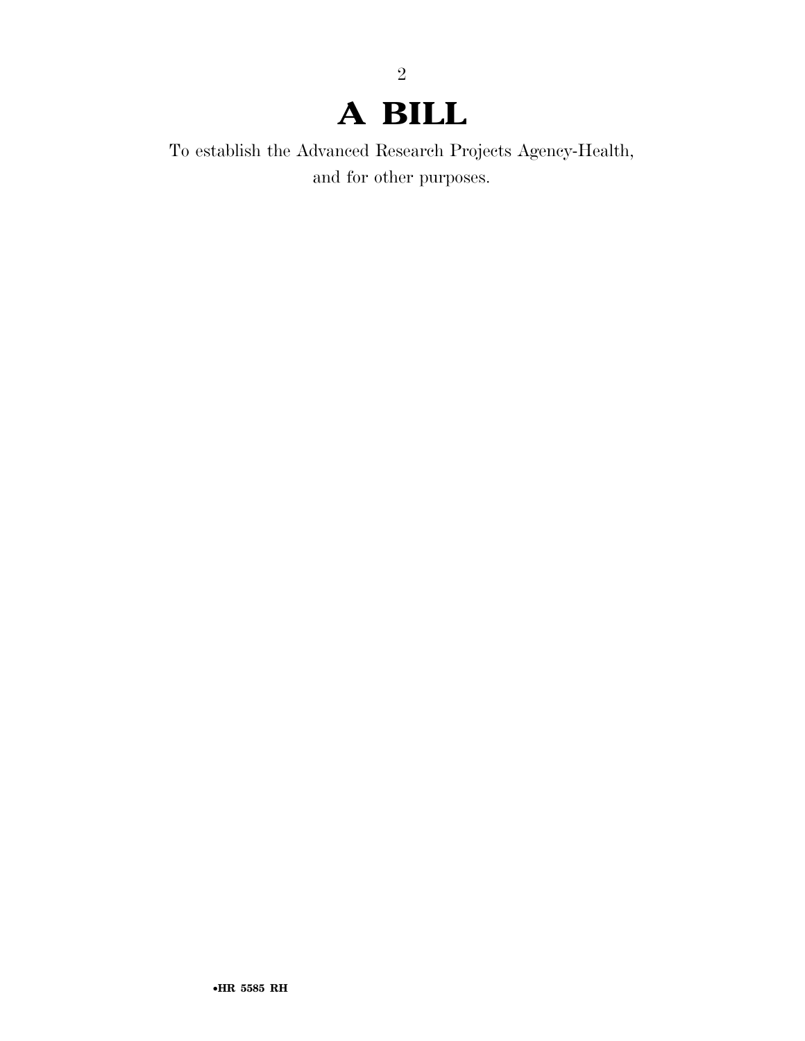# A BILL

To establish the Advanced Research Projects Agency-Health, and for other purposes.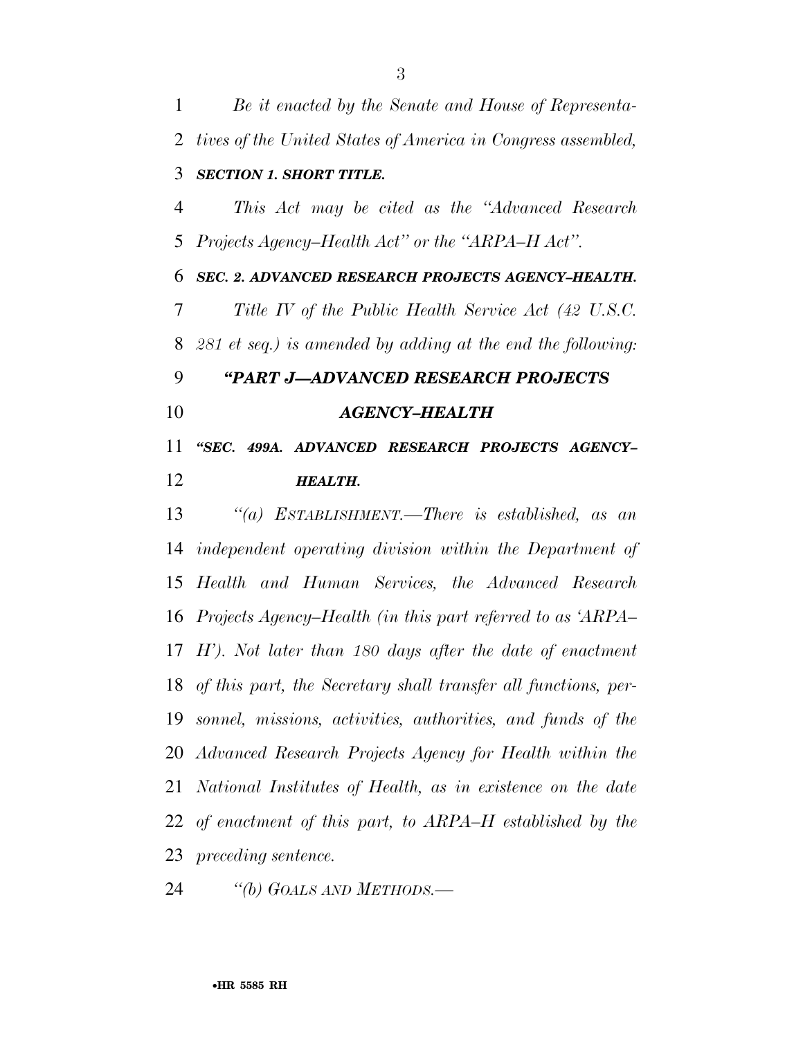*Be it enacted by the Senate and House of Representatives of the United States of America in Congress assembled,*

***SECTION 1. SHORT TITLE.***

*This Act may be cited as the "Advanced Research Projects Agency–Health Act" or the "ARPA–H Act".*

***SEC. 2. ADVANCED RESEARCH PROJECTS AGENCY–HEALTH.***

*Title IV of the Public Health Service Act (42 U.S.C. 281 et seq.) is amended by adding at the end the following:*

***"PART J—ADVANCED RESEARCH PROJECTS AGENCY–HEALTH***

***"SEC. 499A. ADVANCED RESEARCH PROJECTS AGENCY–HEALTH.***

*"(a) ESTABLISHMENT.—There is established, as an independent operating division within the Department of Health and Human Services, the Advanced Research Projects Agency–Health (in this part referred to as 'ARPA–H'). Not later than 180 days after the date of enactment of this part, the Secretary shall transfer all functions, personnel, missions, activities, authorities, and funds of the Advanced Research Projects Agency for Health within the National Institutes of Health, as in existence on the date of enactment of this part, to ARPA–H established by the preceding sentence.*

*"(b) GOALS AND METHODS.—*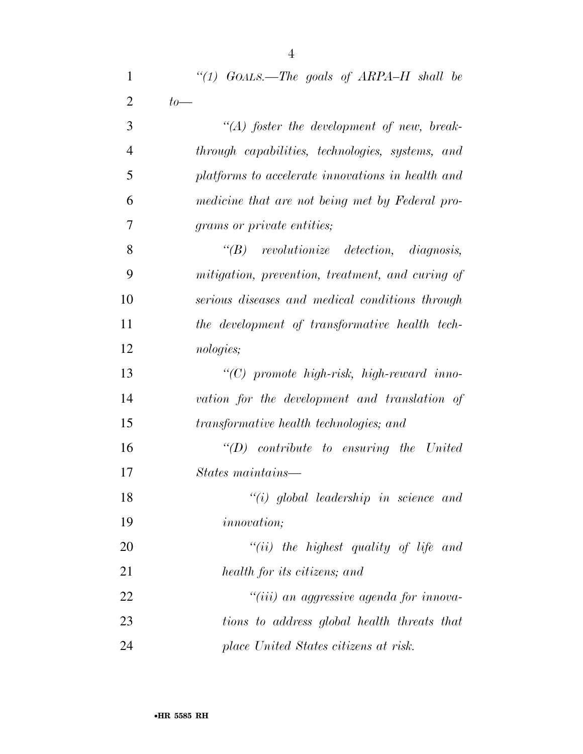*"(1) GOALS.—The goals of ARPA–H shall be to—*

*"(A) foster the development of new, breakthrough capabilities, technologies, systems, and platforms to accelerate innovations in health and medicine that are not being met by Federal programs or private entities;*

*"(B) revolutionize detection, diagnosis, mitigation, prevention, treatment, and curing of serious diseases and medical conditions through the development of transformative health technologies;*

*"(C) promote high-risk, high-reward innovation for the development and translation of transformative health technologies; and*

*"(D) contribute to ensuring the United States maintains—*

*"(i) global leadership in science and innovation;*

*"(ii) the highest quality of life and health for its citizens; and*

*"(iii) an aggressive agenda for innovations to address global health threats that place United States citizens at risk.*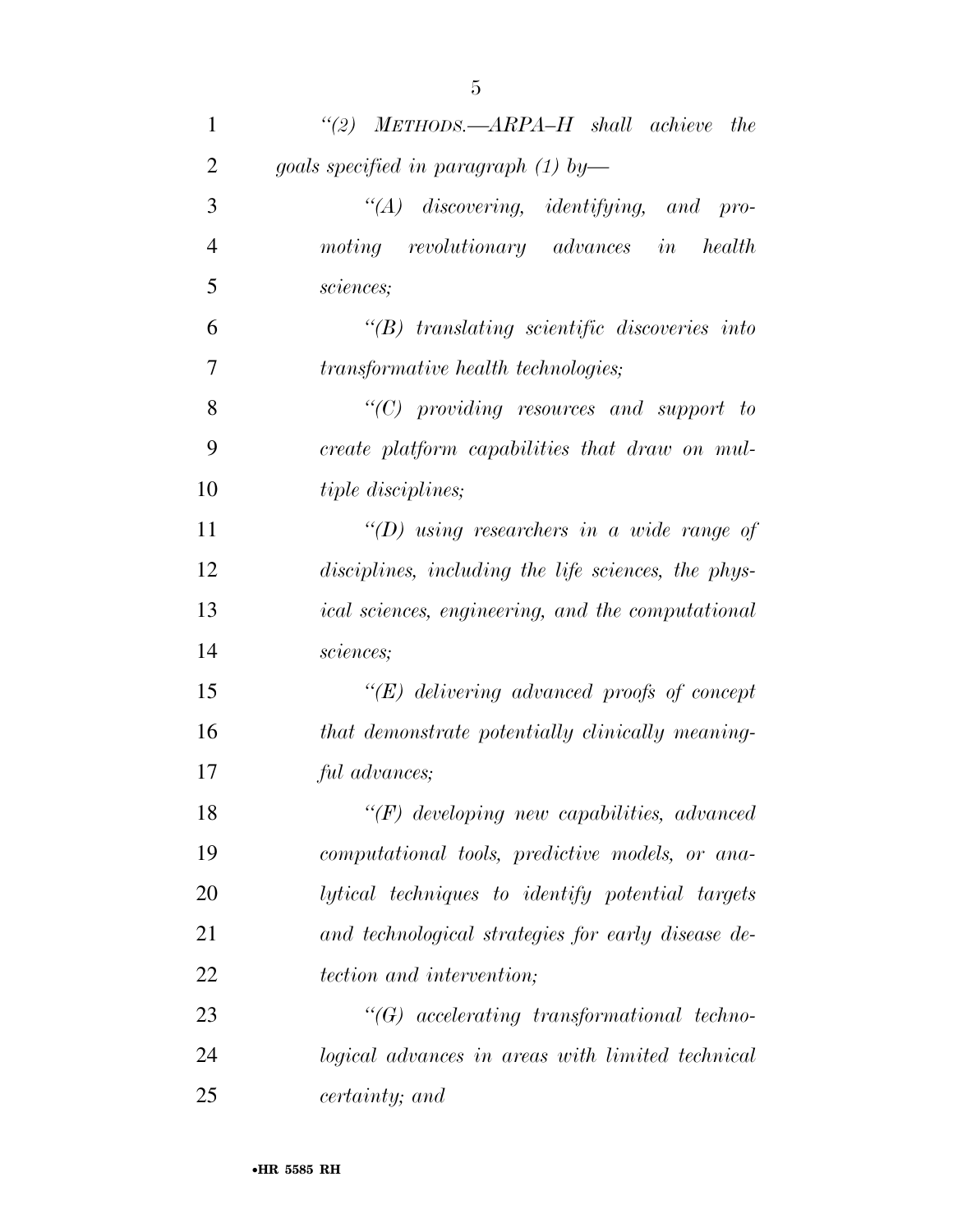*"(2) METHODS.—ARPA–H shall achieve the goals specified in paragraph (1) by—*

*"(A) discovering, identifying, and promoting revolutionary advances in health sciences;*

*"(B) translating scientific discoveries into transformative health technologies;*

*"(C) providing resources and support to create platform capabilities that draw on multiple disciplines;*

*"(D) using researchers in a wide range of disciplines, including the life sciences, the physical sciences, engineering, and the computational sciences;*

*"(E) delivering advanced proofs of concept that demonstrate potentially clinically meaningful advances;*

*"(F) developing new capabilities, advanced computational tools, predictive models, or analytical techniques to identify potential targets and technological strategies for early disease detection and intervention;*

*"(G) accelerating transformational technological advances in areas with limited technical certainty; and*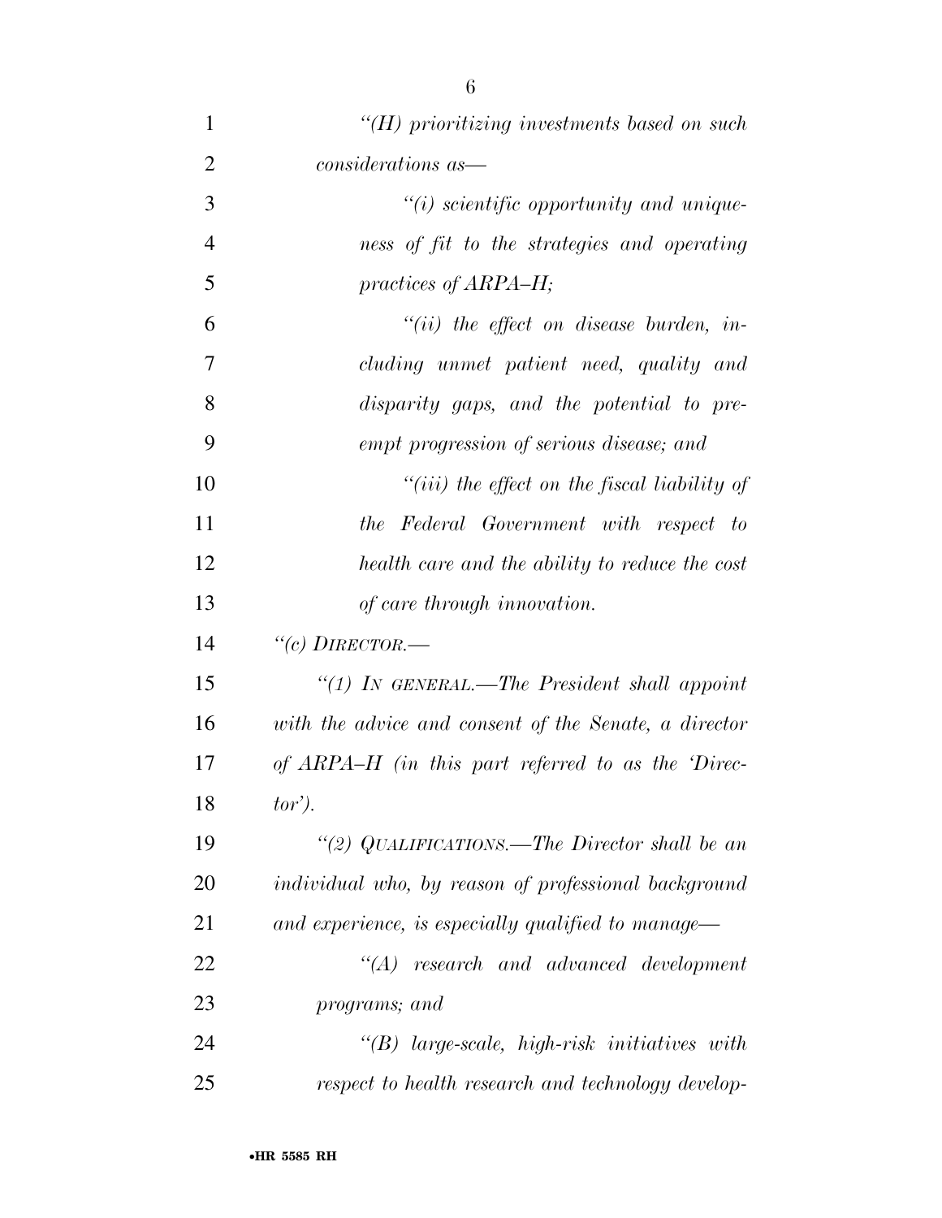*"(H) prioritizing investments based on such considerations as—*

*"(i) scientific opportunity and uniqueness of fit to the strategies and operating practices of ARPA–H;*

*"(ii) the effect on disease burden, including unmet patient need, quality and disparity gaps, and the potential to preempt progression of serious disease; and*

*"(iii) the effect on the fiscal liability of the Federal Government with respect to health care and the ability to reduce the cost of care through innovation.*

*"(c) DIRECTOR.—*

*"(1) IN GENERAL.—The President shall appoint with the advice and consent of the Senate, a director of ARPA–H (in this part referred to as the 'Director').*

*"(2) QUALIFICATIONS.—The Director shall be an individual who, by reason of professional background and experience, is especially qualified to manage—*

*"(A) research and advanced development programs; and*

*"(B) large-scale, high-risk initiatives with respect to health research and technology develop-*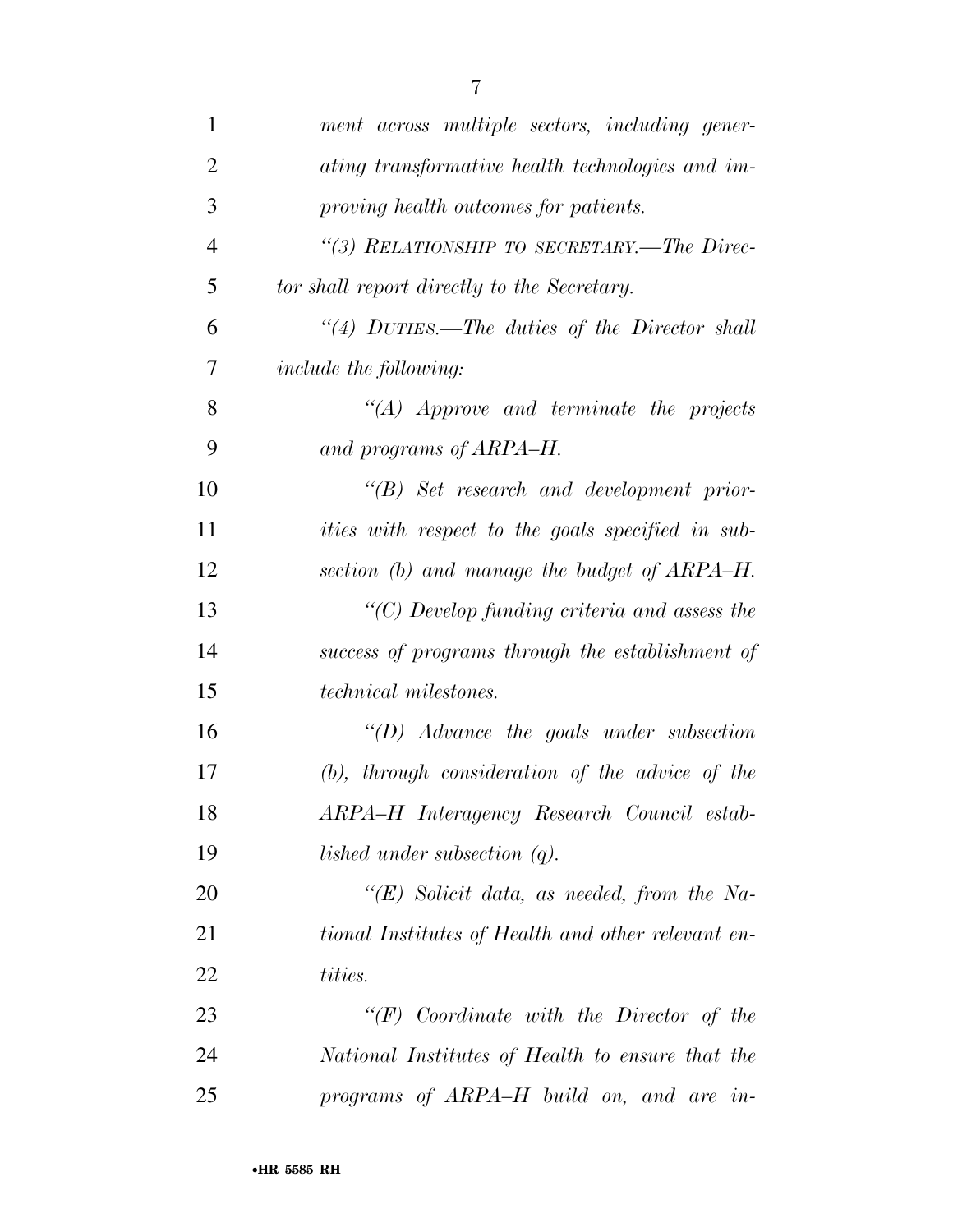*ment across multiple sectors, including generating transformative health technologies and improving health outcomes for patients.*

*"(3) RELATIONSHIP TO SECRETARY.—The Director shall report directly to the Secretary.*

*"(4) DUTIES.—The duties of the Director shall include the following:*

*"(A) Approve and terminate the projects and programs of ARPA–H.*

*"(B) Set research and development priorities with respect to the goals specified in subsection (b) and manage the budget of ARPA–H.*

*"(C) Develop funding criteria and assess the success of programs through the establishment of technical milestones.*

*"(D) Advance the goals under subsection (b), through consideration of the advice of the ARPA–H Interagency Research Council established under subsection (q).*

*"(E) Solicit data, as needed, from the National Institutes of Health and other relevant entities.*

*"(F) Coordinate with the Director of the National Institutes of Health to ensure that the programs of ARPA–H build on, and are in-*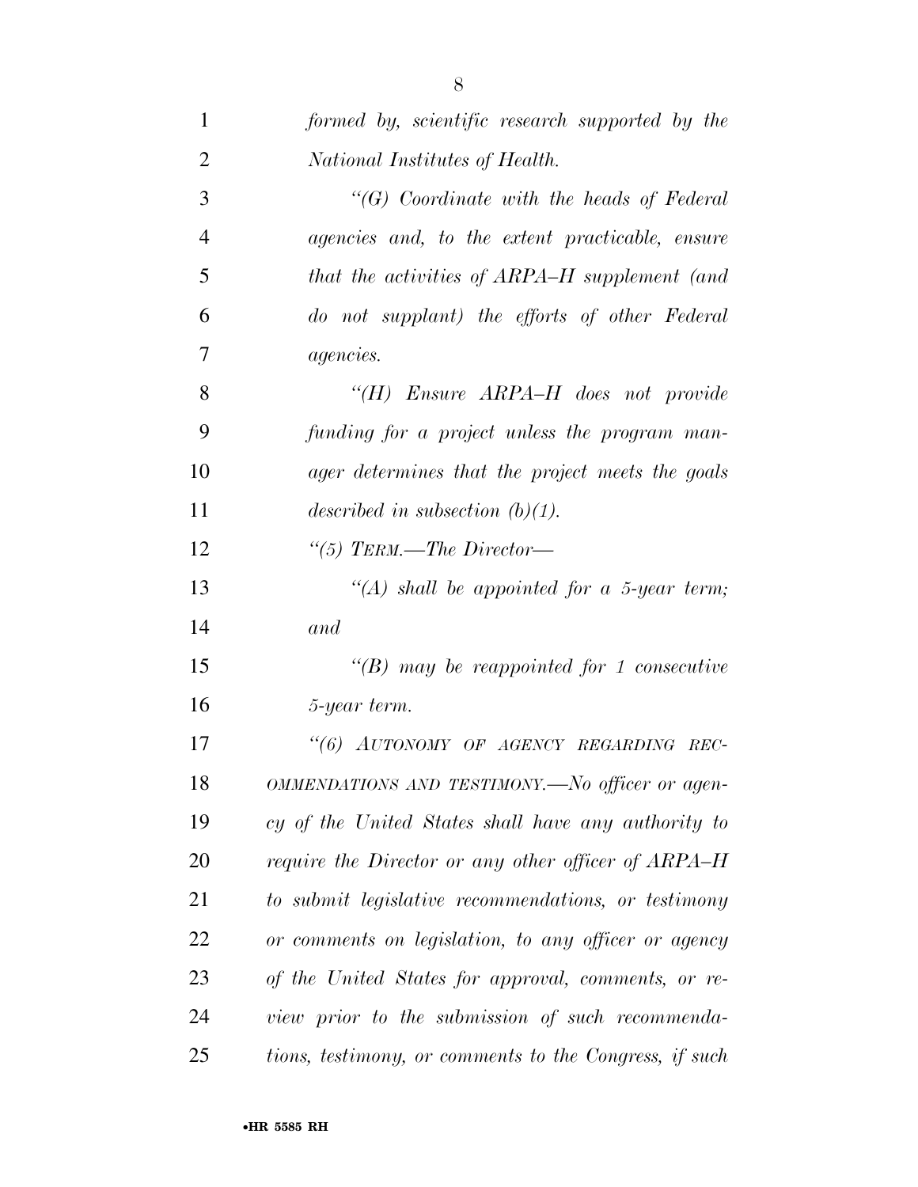*formed by, scientific research supported by the National Institutes of Health.*

*"(G) Coordinate with the heads of Federal agencies and, to the extent practicable, ensure that the activities of ARPA–H supplement (and do not supplant) the efforts of other Federal agencies.*

*"(H) Ensure ARPA–H does not provide funding for a project unless the program manager determines that the project meets the goals described in subsection (b)(1).*

*"(5) TERM.—The Director—*

*"(A) shall be appointed for a 5-year term; and*

*"(B) may be reappointed for 1 consecutive 5-year term.*

*"(6) AUTONOMY OF AGENCY REGARDING RECOMMENDATIONS AND TESTIMONY.—No officer or agency of the United States shall have any authority to require the Director or any other officer of ARPA–H to submit legislative recommendations, or testimony or comments on legislation, to any officer or agency of the United States for approval, comments, or review prior to the submission of such recommendations, testimony, or comments to the Congress, if such*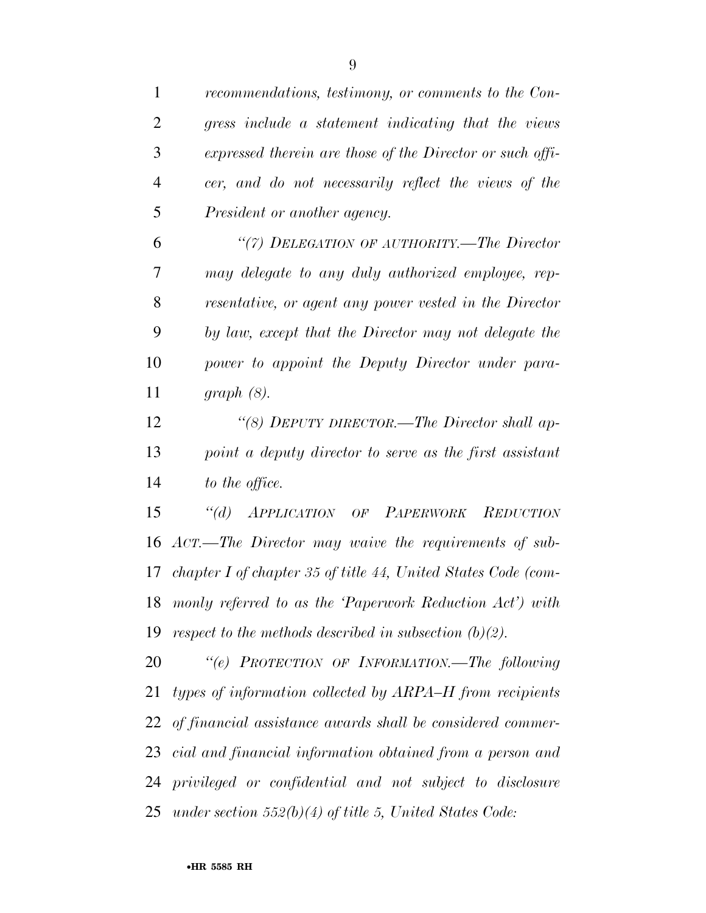*recommendations, testimony, or comments to the Congress include a statement indicating that the views expressed therein are those of the Director or such officer, and do not necessarily reflect the views of the President or another agency.*

*"(7) DELEGATION OF AUTHORITY.—The Director may delegate to any duly authorized employee, representative, or agent any power vested in the Director by law, except that the Director may not delegate the power to appoint the Deputy Director under paragraph (8).*

*"(8) DEPUTY DIRECTOR.—The Director shall appoint a deputy director to serve as the first assistant to the office.*

*"(d) APPLICATION OF PAPERWORK REDUCTION ACT.—The Director may waive the requirements of subchapter I of chapter 35 of title 44, United States Code (commonly referred to as the 'Paperwork Reduction Act') with respect to the methods described in subsection (b)(2).*

*"(e) PROTECTION OF INFORMATION.—The following types of information collected by ARPA–H from recipients of financial assistance awards shall be considered commercial and financial information obtained from a person and privileged or confidential and not subject to disclosure under section 552(b)(4) of title 5, United States Code:*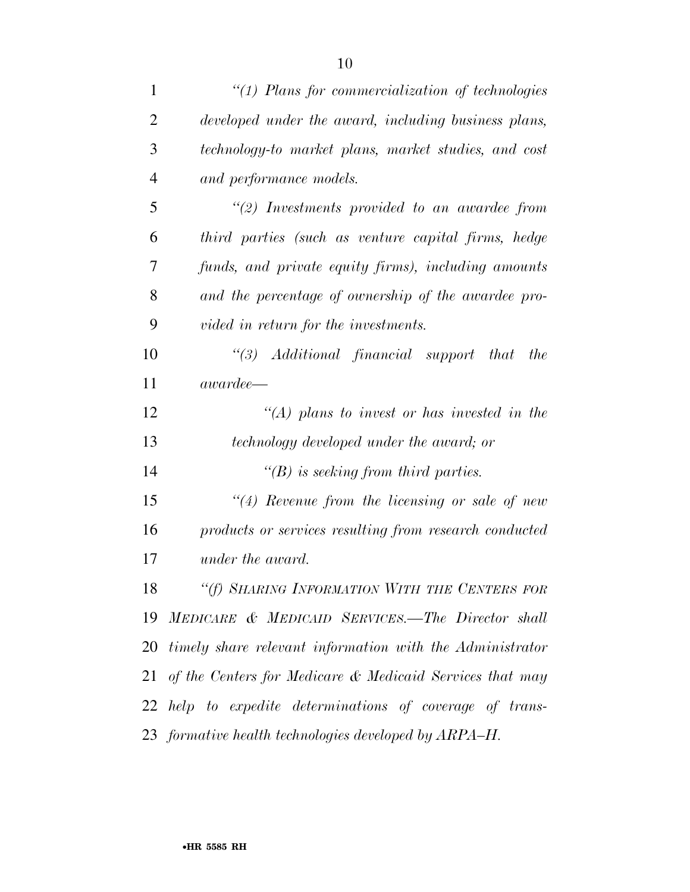*"(1) Plans for commercialization of technologies developed under the award, including business plans, technology-to market plans, market studies, and cost and performance models.*

*"(2) Investments provided to an awardee from third parties (such as venture capital firms, hedge funds, and private equity firms), including amounts and the percentage of ownership of the awardee provided in return for the investments.*

*"(3) Additional financial support that the awardee—*

*"(A) plans to invest or has invested in the technology developed under the award; or*

*"(B) is seeking from third parties.*

*"(4) Revenue from the licensing or sale of new products or services resulting from research conducted under the award.*

*"(f) SHARING INFORMATION WITH THE CENTERS FOR MEDICARE & MEDICAID SERVICES.—The Director shall timely share relevant information with the Administrator of the Centers for Medicare & Medicaid Services that may help to expedite determinations of coverage of transformative health technologies developed by ARPA–H.*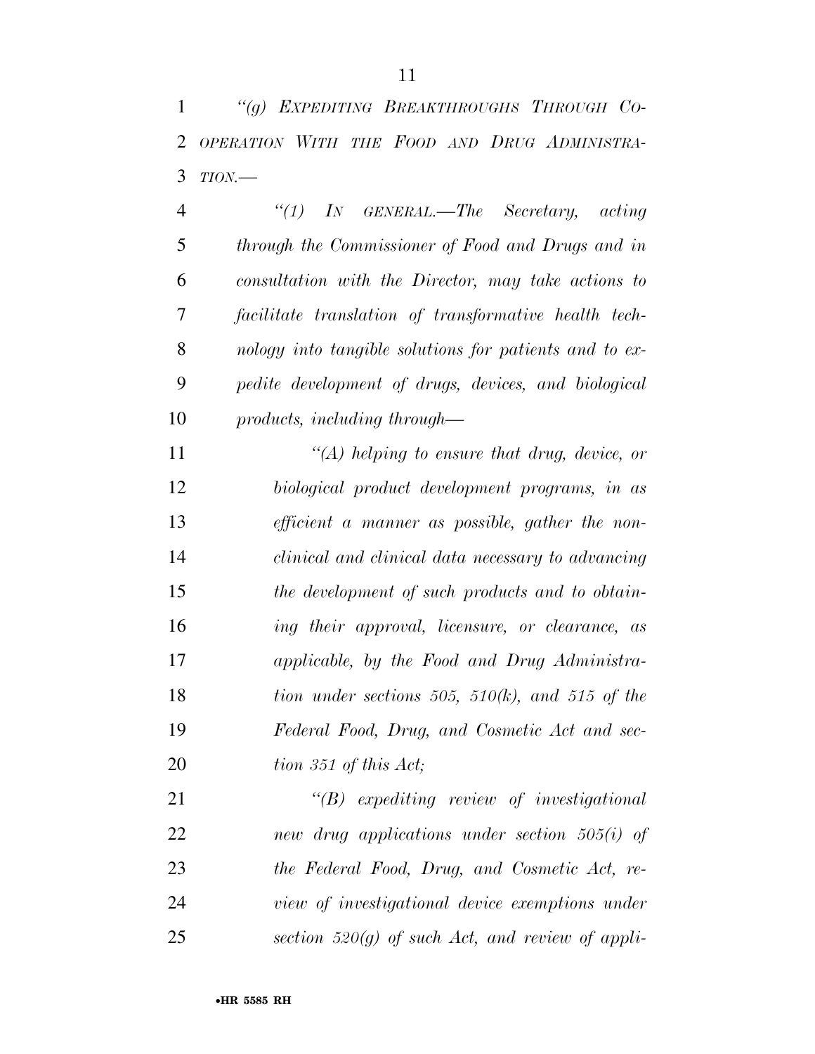*"(g) EXPEDITING BREAKTHROUGHS THROUGH COOPERATION WITH THE FOOD AND DRUG ADMINISTRATION.—*

*"(1) IN GENERAL.—The Secretary, acting through the Commissioner of Food and Drugs and in consultation with the Director, may take actions to facilitate translation of transformative health technology into tangible solutions for patients and to expedite development of drugs, devices, and biological products, including through—*

*"(A) helping to ensure that drug, device, or biological product development programs, in as efficient a manner as possible, gather the nonclinical and clinical data necessary to advancing the development of such products and to obtaining their approval, licensure, or clearance, as applicable, by the Food and Drug Administration under sections 505, 510(k), and 515 of the Federal Food, Drug, and Cosmetic Act and section 351 of this Act;*

*"(B) expediting review of investigational new drug applications under section 505(i) of the Federal Food, Drug, and Cosmetic Act, review of investigational device exemptions under section 520(g) of such Act, and review of appli-*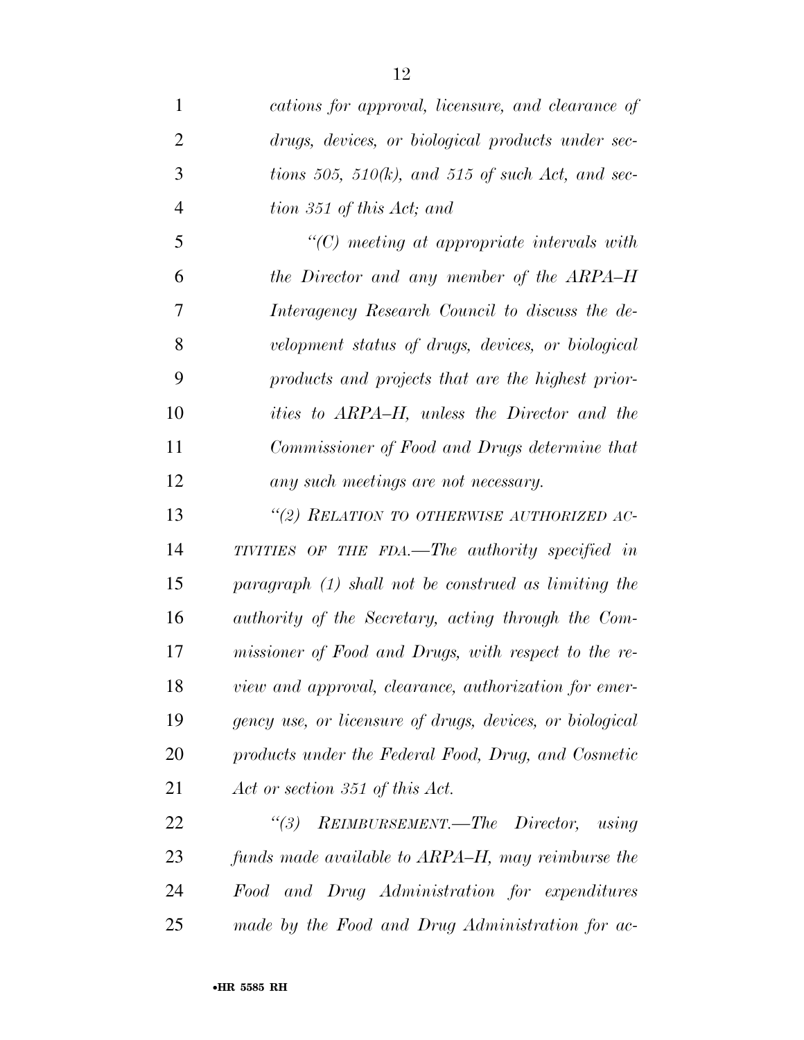*cations for approval, licensure, and clearance of drugs, devices, or biological products under sections 505, 510(k), and 515 of such Act, and section 351 of this Act; and*

*"(C) meeting at appropriate intervals with the Director and any member of the ARPA–H Interagency Research Council to discuss the development status of drugs, devices, or biological products and projects that are the highest priorities to ARPA–H, unless the Director and the Commissioner of Food and Drugs determine that any such meetings are not necessary.*

*"(2) RELATION TO OTHERWISE AUTHORIZED ACTIVITIES OF THE FDA.—The authority specified in paragraph (1) shall not be construed as limiting the authority of the Secretary, acting through the Commissioner of Food and Drugs, with respect to the review and approval, clearance, authorization for emergency use, or licensure of drugs, devices, or biological products under the Federal Food, Drug, and Cosmetic Act or section 351 of this Act.*

*"(3) REIMBURSEMENT.—The Director, using funds made available to ARPA–H, may reimburse the Food and Drug Administration for expenditures made by the Food and Drug Administration for ac-*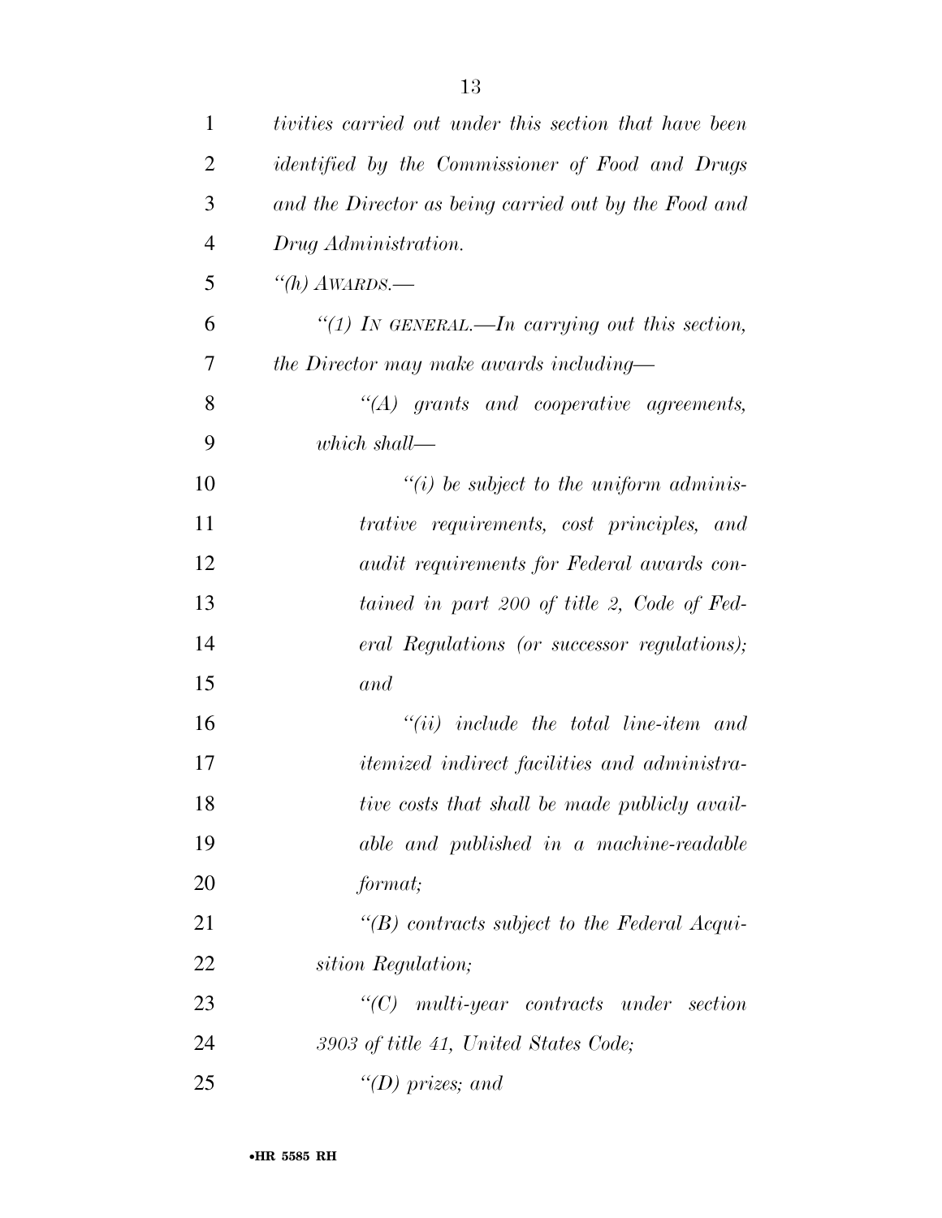*tivities carried out under this section that have been identified by the Commissioner of Food and Drugs and the Director as being carried out by the Food and Drug Administration.*

*"(h) AWARDS.—*

*"(1) IN GENERAL.—In carrying out this section, the Director may make awards including—*

*"(A) grants and cooperative agreements, which shall—*

*"(i) be subject to the uniform administrative requirements, cost principles, and audit requirements for Federal awards contained in part 200 of title 2, Code of Federal Regulations (or successor regulations); and*

*"(ii) include the total line-item and itemized indirect facilities and administrative costs that shall be made publicly available and published in a machine-readable format;*

*"(B) contracts subject to the Federal Acquisition Regulation;*

*"(C) multi-year contracts under section 3903 of title 41, United States Code;*

*"(D) prizes; and*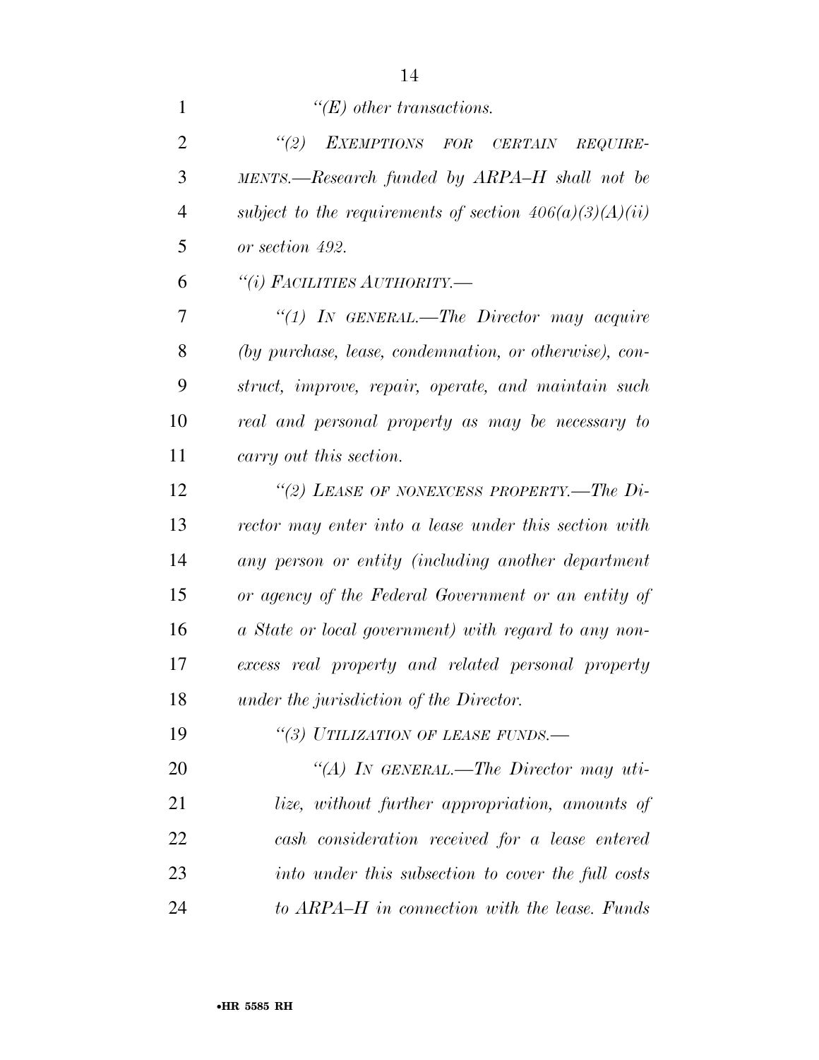*"(E) other transactions.*

*"(2) EXEMPTIONS FOR CERTAIN REQUIREMENTS.—Research funded by ARPA–H shall not be subject to the requirements of section 406(a)(3)(A)(ii) or section 492.*

*"(i) FACILITIES AUTHORITY.—*

*"(1) IN GENERAL.—The Director may acquire (by purchase, lease, condemnation, or otherwise), construct, improve, repair, operate, and maintain such real and personal property as may be necessary to carry out this section.*

*"(2) LEASE OF NONEXCESS PROPERTY.—The Director may enter into a lease under this section with any person or entity (including another department or agency of the Federal Government or an entity of a State or local government) with regard to any nonexcess real property and related personal property under the jurisdiction of the Director.*

*"(3) UTILIZATION OF LEASE FUNDS.—*

*"(A) IN GENERAL.—The Director may utilize, without further appropriation, amounts of cash consideration received for a lease entered into under this subsection to cover the full costs to ARPA–H in connection with the lease. Funds*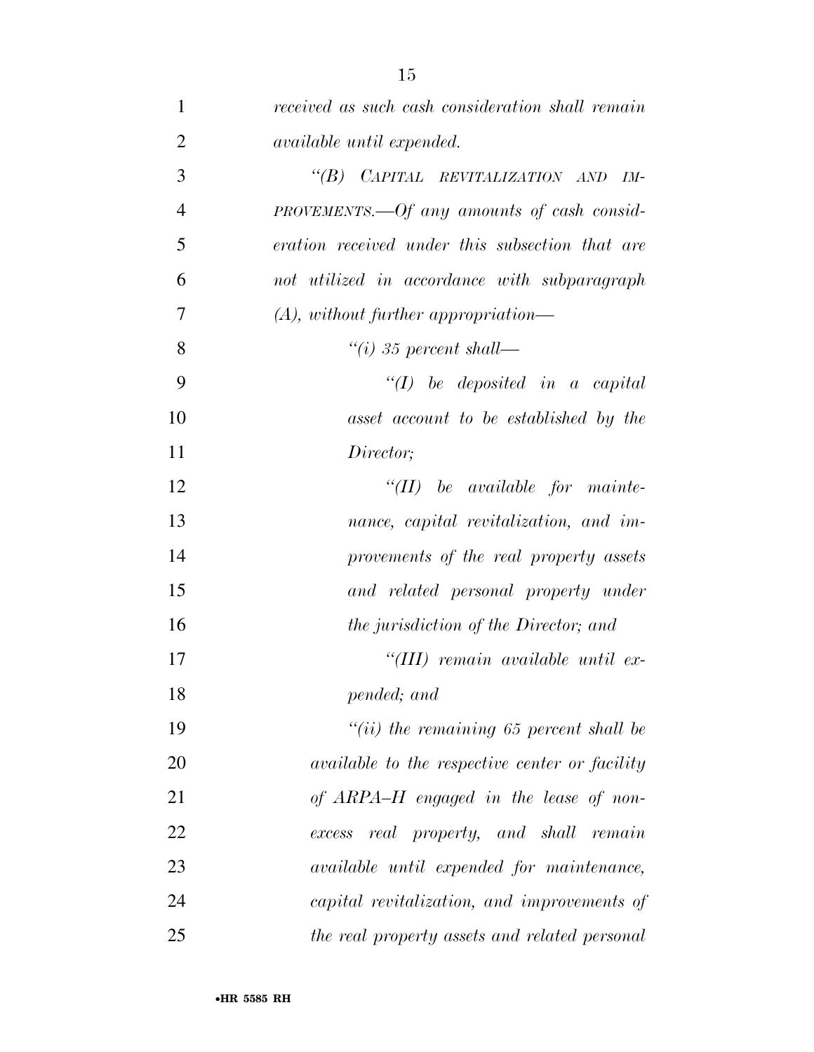*received as such cash consideration shall remain available until expended.*

*"(B) CAPITAL REVITALIZATION AND IMPROVEMENTS.—Of any amounts of cash consideration received under this subsection that are not utilized in accordance with subparagraph (A), without further appropriation—*

*"(i) 35 percent shall—*

*"(I) be deposited in a capital asset account to be established by the Director;*

*"(II) be available for maintenance, capital revitalization, and improvements of the real property assets and related personal property under the jurisdiction of the Director; and*

*"(III) remain available until expended; and*

*"(ii) the remaining 65 percent shall be available to the respective center or facility of ARPA–H engaged in the lease of nonexcess real property, and shall remain available until expended for maintenance, capital revitalization, and improvements of the real property assets and related personal*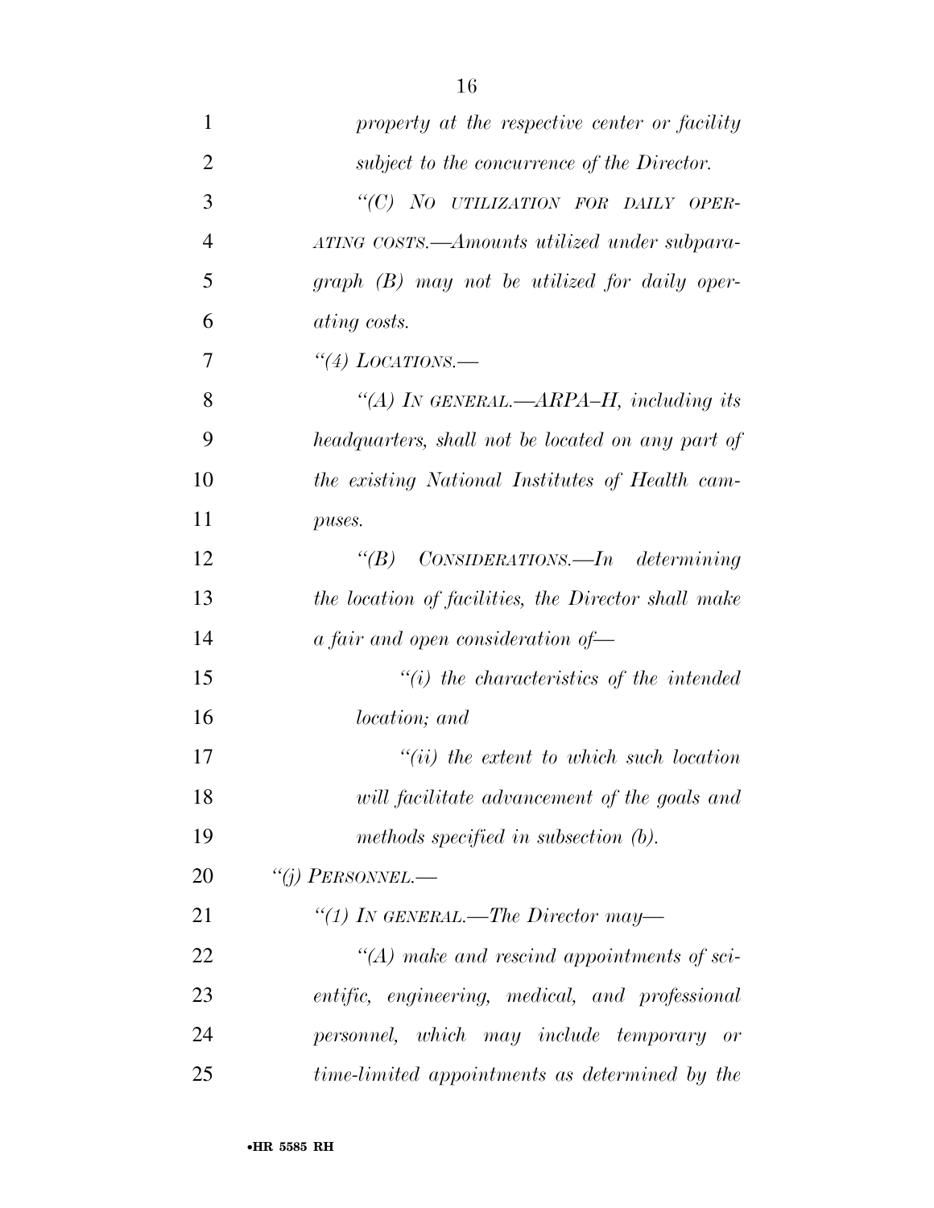*property at the respective center or facility subject to the concurrence of the Director.*

*"(C) NO UTILIZATION FOR DAILY OPERATING COSTS.—Amounts utilized under subparagraph (B) may not be utilized for daily operating costs.*

*"(4) LOCATIONS.—*

*"(A) IN GENERAL.—ARPA–H, including its headquarters, shall not be located on any part of the existing National Institutes of Health campuses.*

*"(B) CONSIDERATIONS.—In determining the location of facilities, the Director shall make a fair and open consideration of—*

*"(i) the characteristics of the intended location; and*

*"(ii) the extent to which such location will facilitate advancement of the goals and methods specified in subsection (b).*

*"(j) PERSONNEL.—*

*"(1) IN GENERAL.—The Director may—*

*"(A) make and rescind appointments of scientific, engineering, medical, and professional personnel, which may include temporary or time-limited appointments as determined by the*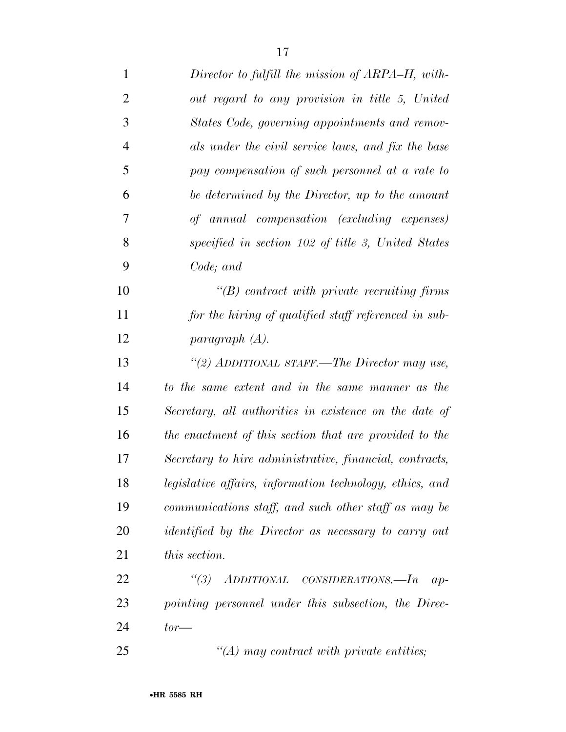*Director to fulfill the mission of ARPA–H, without regard to any provision in title 5, United States Code, governing appointments and removals under the civil service laws, and fix the base pay compensation of such personnel at a rate to be determined by the Director, up to the amount of annual compensation (excluding expenses) specified in section 102 of title 3, United States Code; and*

*''(B) contract with private recruiting firms for the hiring of qualified staff referenced in subparagraph (A).*

*''(2) ADDITIONAL STAFF.—The Director may use, to the same extent and in the same manner as the Secretary, all authorities in existence on the date of the enactment of this section that are provided to the Secretary to hire administrative, financial, contracts, legislative affairs, information technology, ethics, and communications staff, and such other staff as may be identified by the Director as necessary to carry out this section.*

*''(3) ADDITIONAL CONSIDERATIONS.—In appointing personnel under this subsection, the Director—*

*''(A) may contract with private entities;*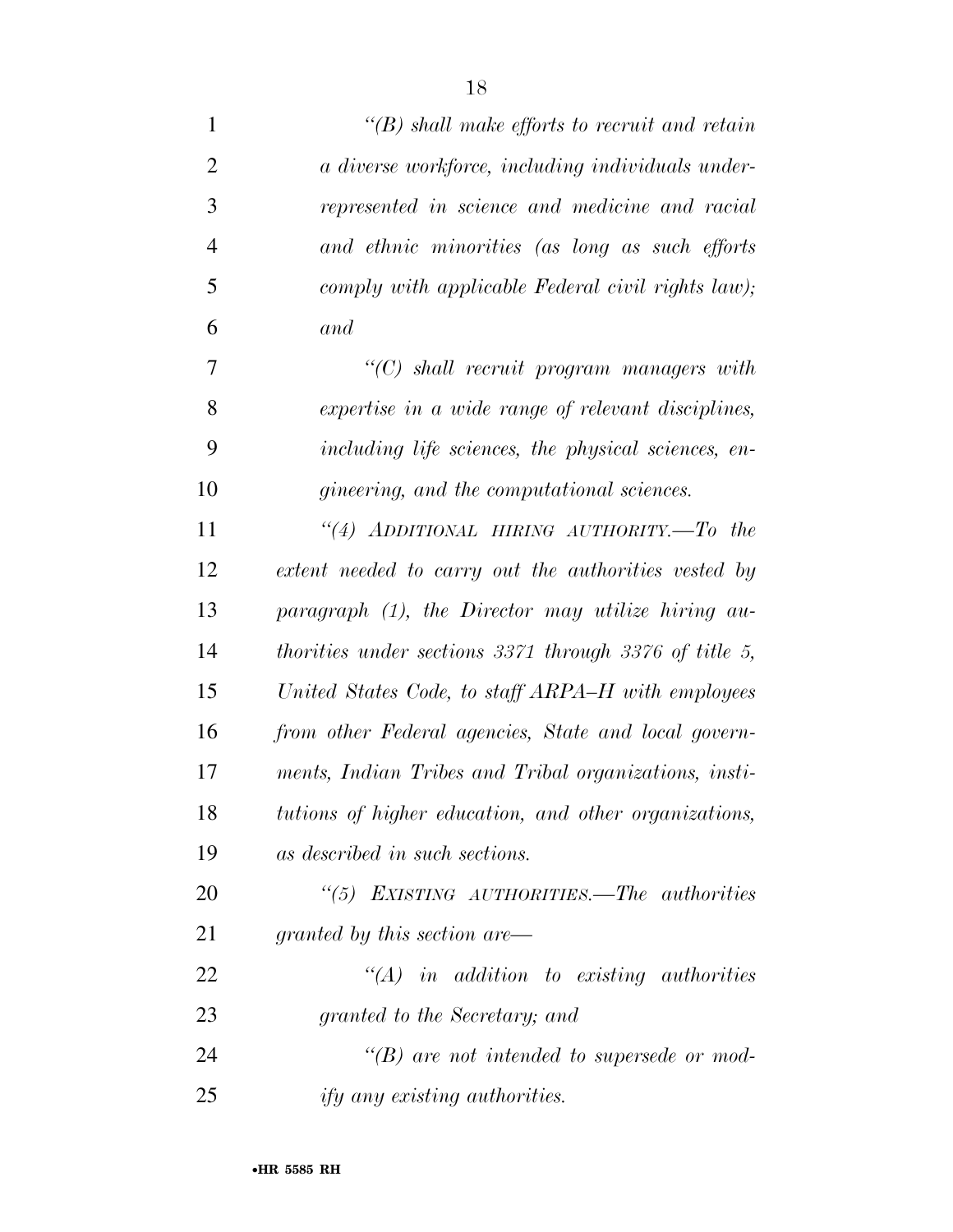*"(B) shall make efforts to recruit and retain a diverse workforce, including individuals underrepresented in science and medicine and racial and ethnic minorities (as long as such efforts comply with applicable Federal civil rights law); and*

*"(C) shall recruit program managers with expertise in a wide range of relevant disciplines, including life sciences, the physical sciences, engineering, and the computational sciences.*

*"(4) ADDITIONAL HIRING AUTHORITY.—To the extent needed to carry out the authorities vested by paragraph (1), the Director may utilize hiring authorities under sections 3371 through 3376 of title 5, United States Code, to staff ARPA–H with employees from other Federal agencies, State and local governments, Indian Tribes and Tribal organizations, institutions of higher education, and other organizations, as described in such sections.*

*"(5) EXISTING AUTHORITIES.—The authorities granted by this section are—*

*"(A) in addition to existing authorities granted to the Secretary; and*

*"(B) are not intended to supersede or modify any existing authorities.*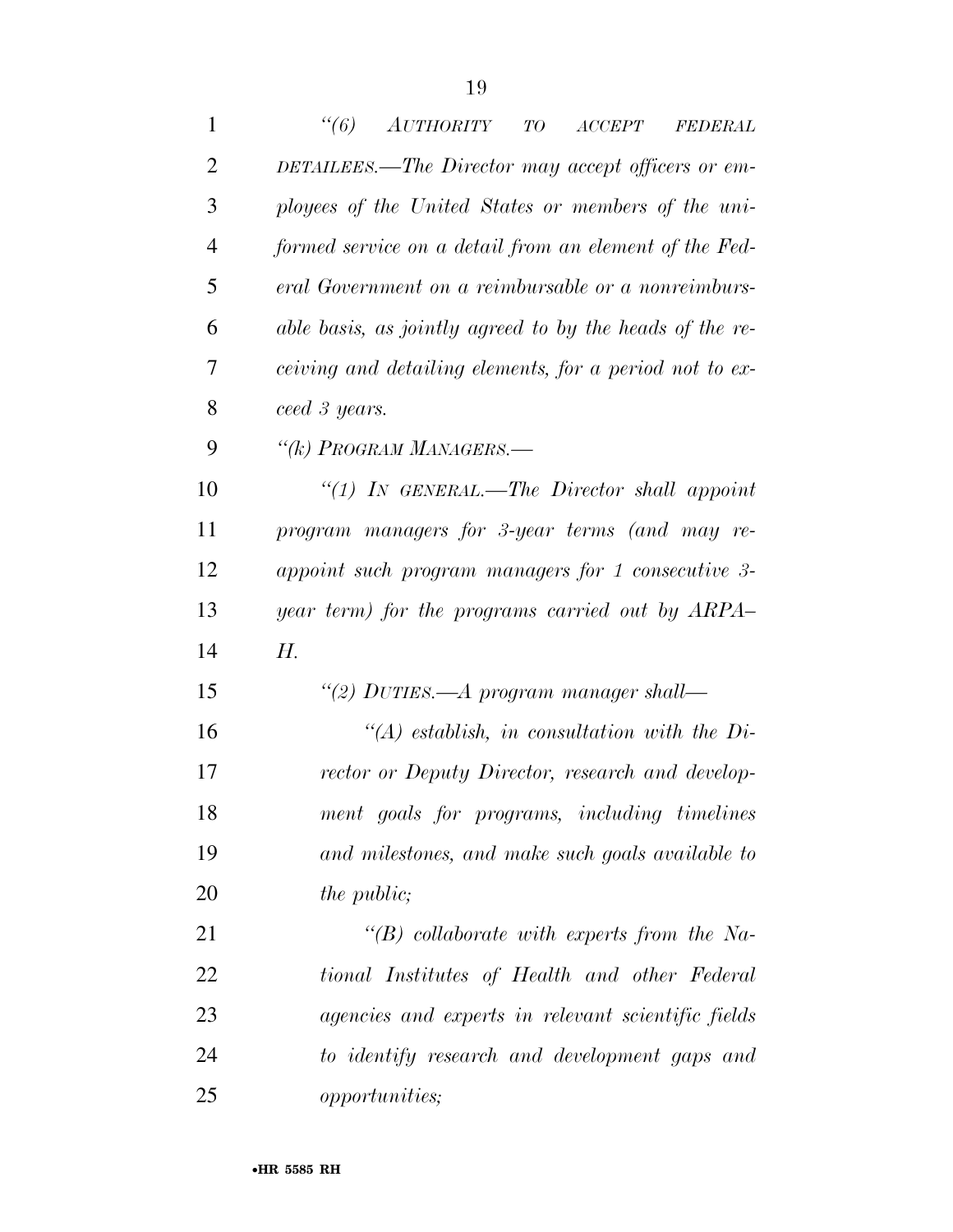*"(6) AUTHORITY TO ACCEPT FEDERAL DETAILEES.—The Director may accept officers or employees of the United States or members of the uniformed service on a detail from an element of the Federal Government on a reimbursable or a nonreimbursable basis, as jointly agreed to by the heads of the receiving and detailing elements, for a period not to exceed 3 years.*

*"(k) PROGRAM MANAGERS.—*

*"(1) IN GENERAL.—The Director shall appoint program managers for 3-year terms (and may reappoint such program managers for 1 consecutive 3-year term) for the programs carried out by ARPA–H.*

*"(2) DUTIES.—A program manager shall—*

*"(A) establish, in consultation with the Director or Deputy Director, research and development goals for programs, including timelines and milestones, and make such goals available to the public;*

*"(B) collaborate with experts from the National Institutes of Health and other Federal agencies and experts in relevant scientific fields to identify research and development gaps and opportunities;*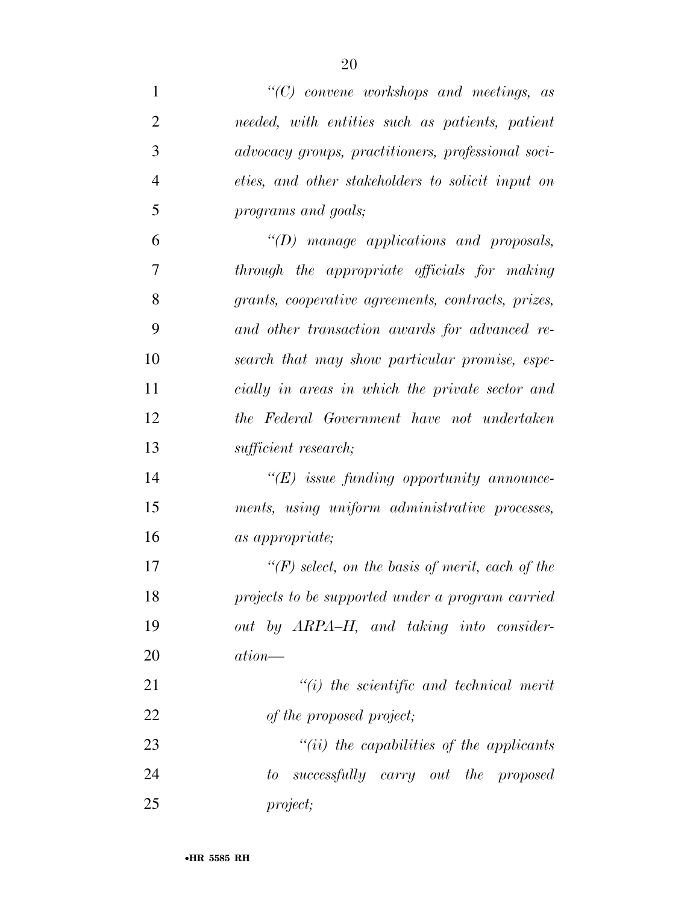*"(C) convene workshops and meetings, as needed, with entities such as patients, patient advocacy groups, practitioners, professional societies, and other stakeholders to solicit input on programs and goals;*

*"(D) manage applications and proposals, through the appropriate officials for making grants, cooperative agreements, contracts, prizes, and other transaction awards for advanced research that may show particular promise, especially in areas in which the private sector and the Federal Government have not undertaken sufficient research;*

*"(E) issue funding opportunity announcements, using uniform administrative processes, as appropriate;*

*"(F) select, on the basis of merit, each of the projects to be supported under a program carried out by ARPA–H, and taking into consideration—*

*"(i) the scientific and technical merit of the proposed project;*

*"(ii) the capabilities of the applicants to successfully carry out the proposed project;*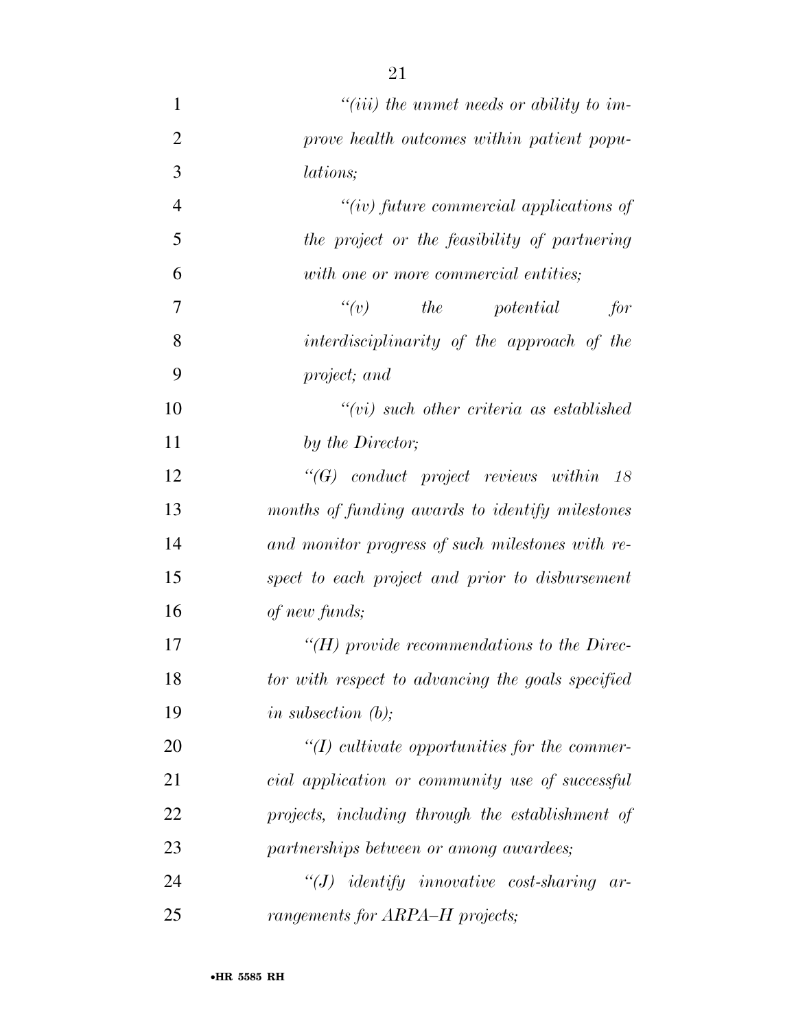*"(iii) the unmet needs or ability to improve health outcomes within patient populations;*

*"(iv) future commercial applications of the project or the feasibility of partnering with one or more commercial entities;*

*"(v) the potential for interdisciplinarity of the approach of the project; and*

*"(vi) such other criteria as established by the Director;*

*"(G) conduct project reviews within 18 months of funding awards to identify milestones and monitor progress of such milestones with respect to each project and prior to disbursement of new funds;*

*"(H) provide recommendations to the Director with respect to advancing the goals specified in subsection (b);*

*"(I) cultivate opportunities for the commercial application or community use of successful projects, including through the establishment of partnerships between or among awardees;*

*"(J) identify innovative cost-sharing arrangements for ARPA–H projects;*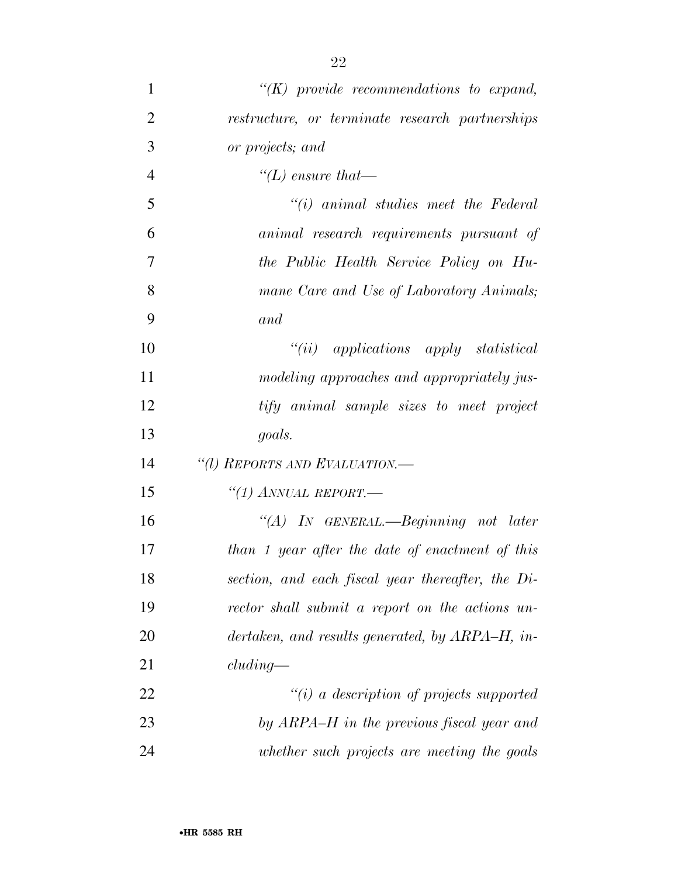*"(K) provide recommendations to expand, restructure, or terminate research partnerships or projects; and*

*"(L) ensure that—*

*"(i) animal studies meet the Federal animal research requirements pursuant of the Public Health Service Policy on Humane Care and Use of Laboratory Animals; and*

*"(ii) applications apply statistical modeling approaches and appropriately justify animal sample sizes to meet project goals.*

*"(l) REPORTS AND EVALUATION.—*

*"(1) ANNUAL REPORT.—*

*"(A) IN GENERAL.—Beginning not later than 1 year after the date of enactment of this section, and each fiscal year thereafter, the Director shall submit a report on the actions undertaken, and results generated, by ARPA–H, including—*

*"(i) a description of projects supported by ARPA–H in the previous fiscal year and whether such projects are meeting the goals*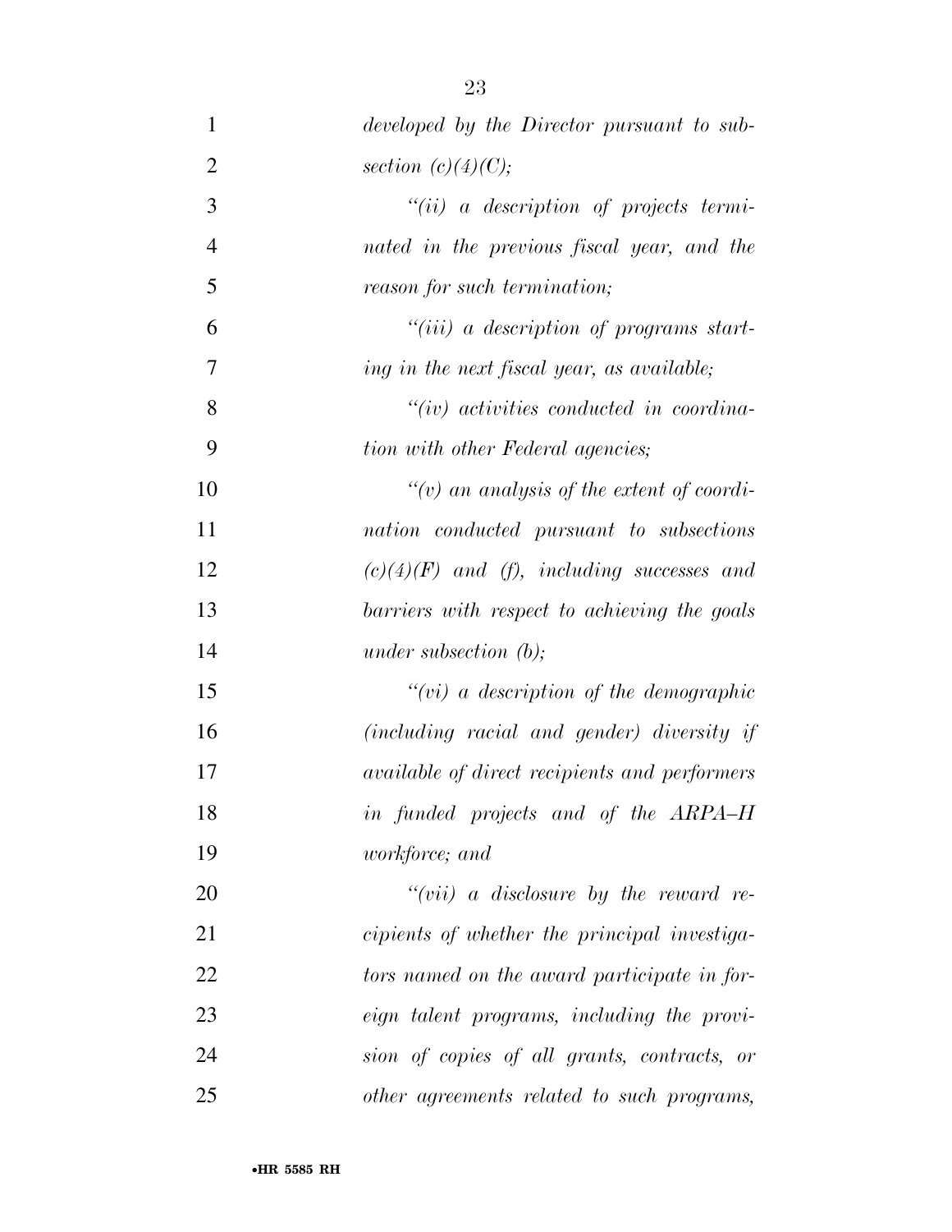*developed by the Director pursuant to subsection (c)(4)(C);*

*"(ii) a description of projects terminated in the previous fiscal year, and the reason for such termination;*

*"(iii) a description of programs starting in the next fiscal year, as available;*

*"(iv) activities conducted in coordination with other Federal agencies;*

*"(v) an analysis of the extent of coordination conducted pursuant to subsections (c)(4)(F) and (f), including successes and barriers with respect to achieving the goals under subsection (b);*

*"(vi) a description of the demographic (including racial and gender) diversity if available of direct recipients and performers in funded projects and of the ARPA–H workforce; and*

*"(vii) a disclosure by the reward recipients of whether the principal investigators named on the award participate in foreign talent programs, including the provision of copies of all grants, contracts, or other agreements related to such programs,*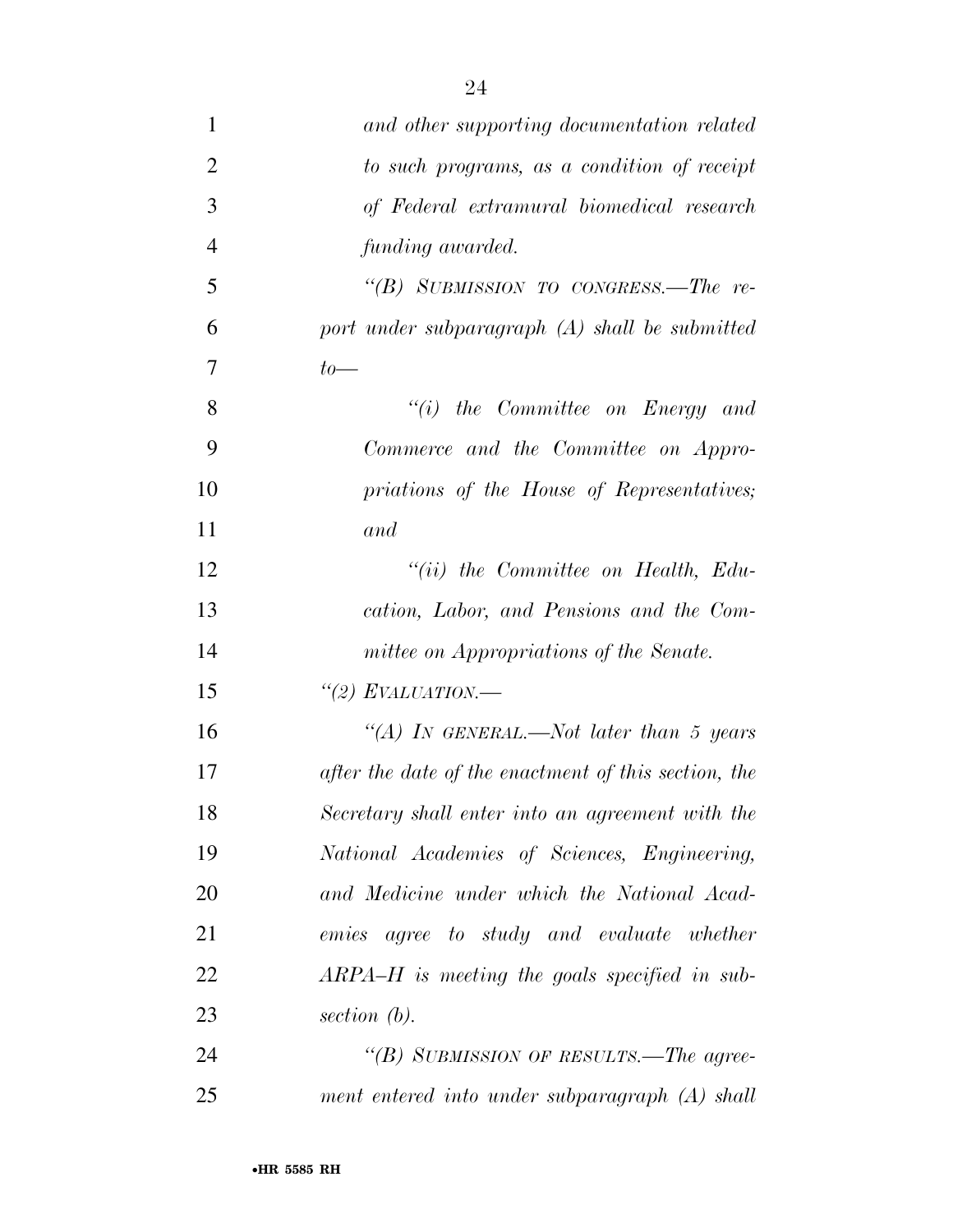*and other supporting documentation related to such programs, as a condition of receipt of Federal extramural biomedical research funding awarded.*

*"(B) SUBMISSION TO CONGRESS.—The report under subparagraph (A) shall be submitted to—*

*"(i) the Committee on Energy and Commerce and the Committee on Appropriations of the House of Representatives; and*

*"(ii) the Committee on Health, Education, Labor, and Pensions and the Committee on Appropriations of the Senate.*

*"(2) EVALUATION.—*

*"(A) IN GENERAL.—Not later than 5 years after the date of the enactment of this section, the Secretary shall enter into an agreement with the National Academies of Sciences, Engineering, and Medicine under which the National Academies agree to study and evaluate whether ARPA–H is meeting the goals specified in subsection (b).*

*"(B) SUBMISSION OF RESULTS.—The agreement entered into under subparagraph (A) shall*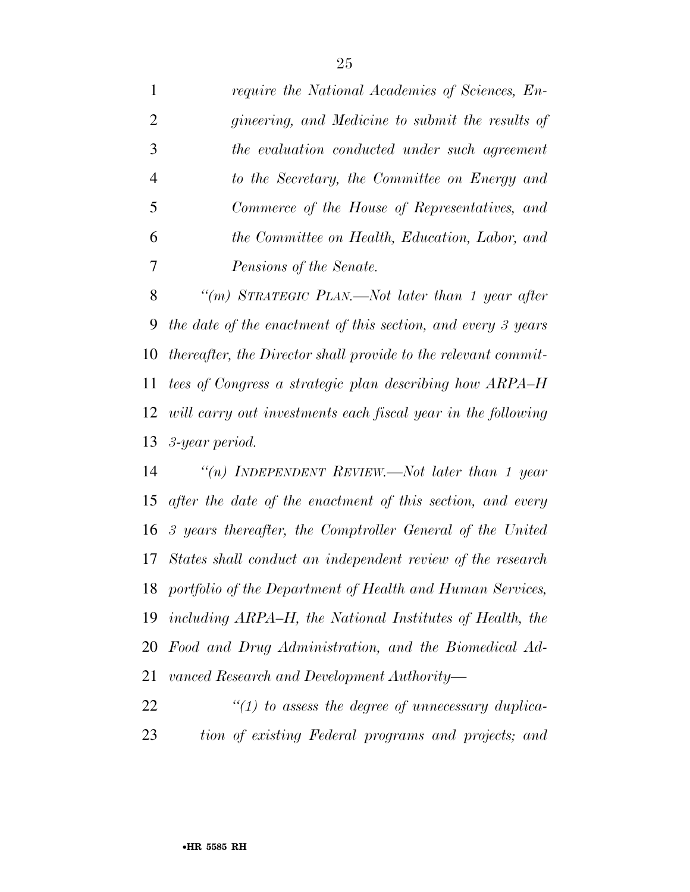*require the National Academies of Sciences, Engineering, and Medicine to submit the results of the evaluation conducted under such agreement to the Secretary, the Committee on Energy and Commerce of the House of Representatives, and the Committee on Health, Education, Labor, and Pensions of the Senate.*

*"(m) STRATEGIC PLAN.—Not later than 1 year after the date of the enactment of this section, and every 3 years thereafter, the Director shall provide to the relevant committees of Congress a strategic plan describing how ARPA–H will carry out investments each fiscal year in the following 3-year period.*

*"(n) INDEPENDENT REVIEW.—Not later than 1 year after the date of the enactment of this section, and every 3 years thereafter, the Comptroller General of the United States shall conduct an independent review of the research portfolio of the Department of Health and Human Services, including ARPA–H, the National Institutes of Health, the Food and Drug Administration, and the Biomedical Advanced Research and Development Authority—*

*"(1) to assess the degree of unnecessary duplication of existing Federal programs and projects; and*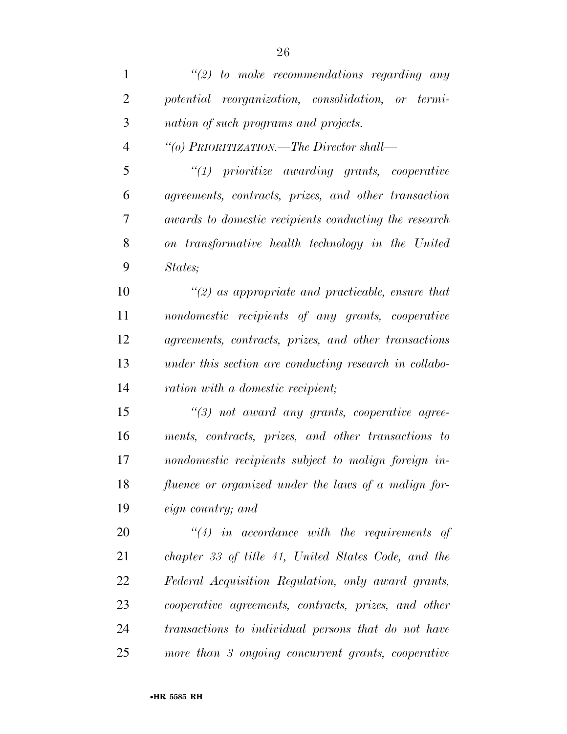*"(2) to make recommendations regarding any potential reorganization, consolidation, or termination of such programs and projects.*

*"(o) PRIORITIZATION.—The Director shall—*

*"(1) prioritize awarding grants, cooperative agreements, contracts, prizes, and other transaction awards to domestic recipients conducting the research on transformative health technology in the United States;*

*"(2) as appropriate and practicable, ensure that nondomestic recipients of any grants, cooperative agreements, contracts, prizes, and other transactions under this section are conducting research in collaboration with a domestic recipient;*

*"(3) not award any grants, cooperative agreements, contracts, prizes, and other transactions to nondomestic recipients subject to malign foreign influence or organized under the laws of a malign foreign country; and*

*"(4) in accordance with the requirements of chapter 33 of title 41, United States Code, and the Federal Acquisition Regulation, only award grants, cooperative agreements, contracts, prizes, and other transactions to individual persons that do not have more than 3 ongoing concurrent grants, cooperative*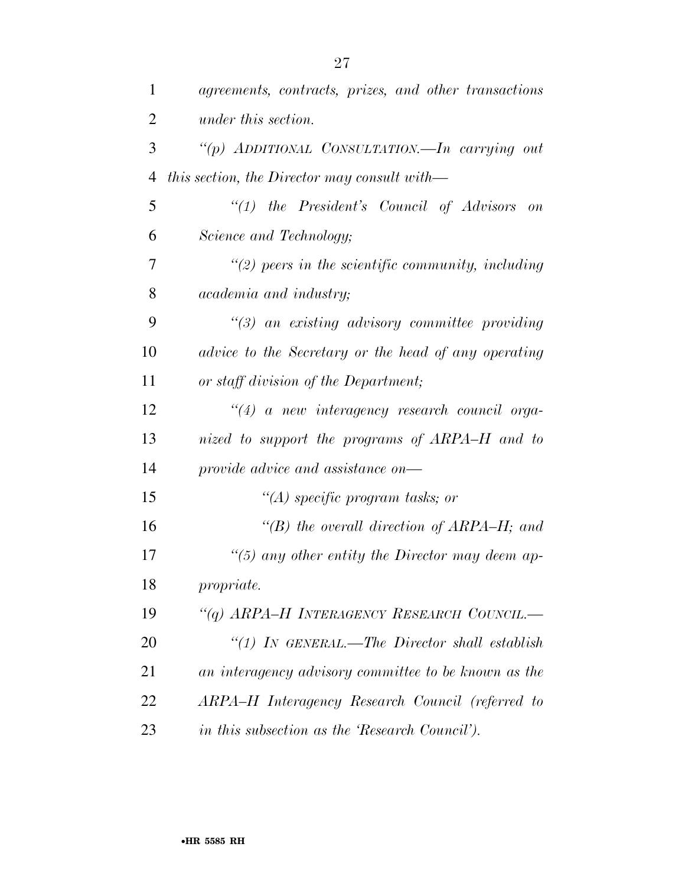*agreements, contracts, prizes, and other transactions under this section.*

*"(p) ADDITIONAL CONSULTATION.—In carrying out this section, the Director may consult with—*

*"(1) the President's Council of Advisors on Science and Technology;*

*"(2) peers in the scientific community, including academia and industry;*

*"(3) an existing advisory committee providing advice to the Secretary or the head of any operating or staff division of the Department;*

*"(4) a new interagency research council organized to support the programs of ARPA–H and to provide advice and assistance on—*

*"(A) specific program tasks; or*

*"(B) the overall direction of ARPA–H; and*

*"(5) any other entity the Director may deem appropriate.*

*"(q) ARPA–H INTERAGENCY RESEARCH COUNCIL.—*

*"(1) IN GENERAL.—The Director shall establish an interagency advisory committee to be known as the ARPA–H Interagency Research Council (referred to in this subsection as the 'Research Council').*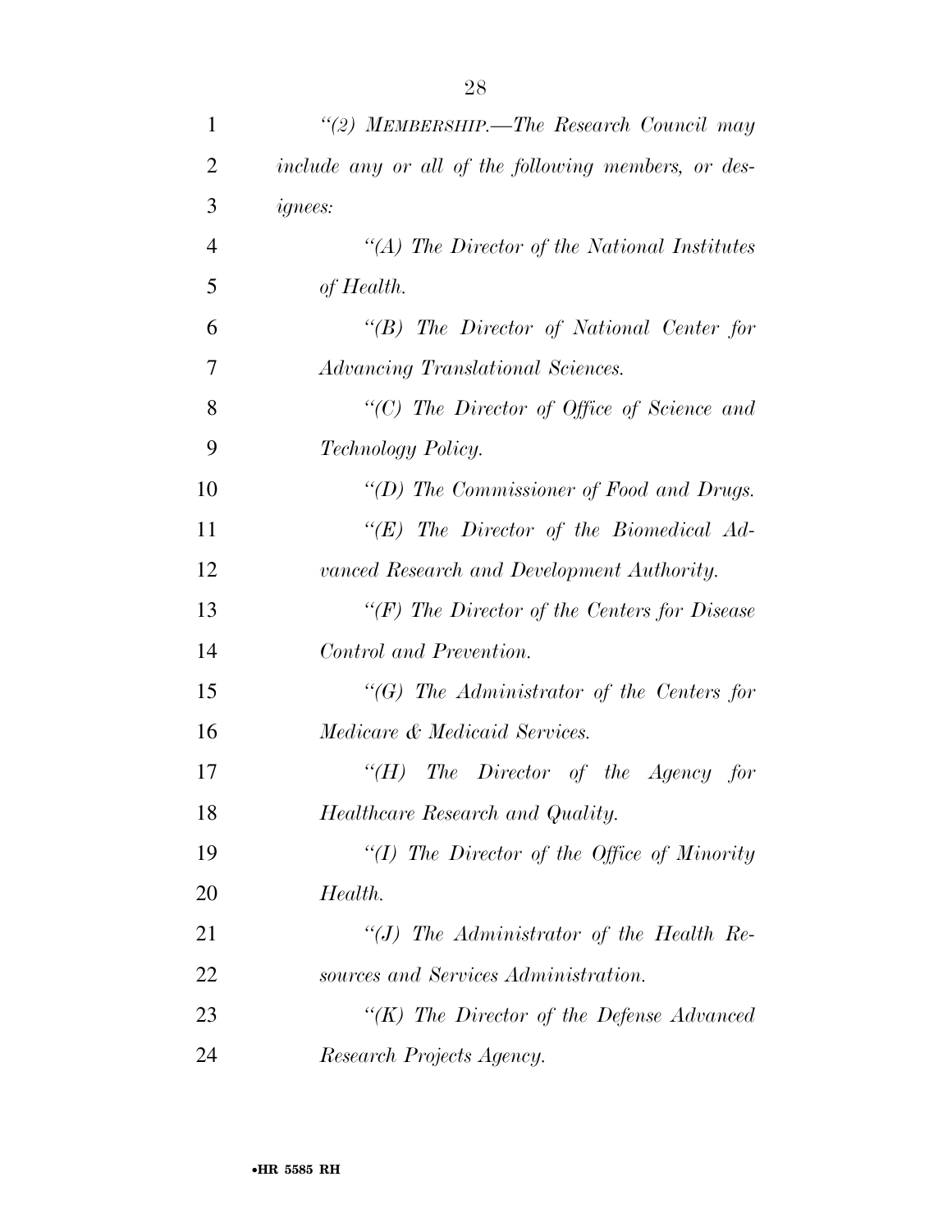*"(2) MEMBERSHIP.—The Research Council may include any or all of the following members, or designees:*

*"(A) The Director of the National Institutes of Health.*

*"(B) The Director of National Center for Advancing Translational Sciences.*

*"(C) The Director of Office of Science and Technology Policy.*

*"(D) The Commissioner of Food and Drugs.*

*"(E) The Director of the Biomedical Advanced Research and Development Authority.*

*"(F) The Director of the Centers for Disease Control and Prevention.*

*"(G) The Administrator of the Centers for Medicare & Medicaid Services.*

*"(H) The Director of the Agency for Healthcare Research and Quality.*

*"(I) The Director of the Office of Minority Health.*

*"(J) The Administrator of the Health Resources and Services Administration.*

*"(K) The Director of the Defense Advanced Research Projects Agency.*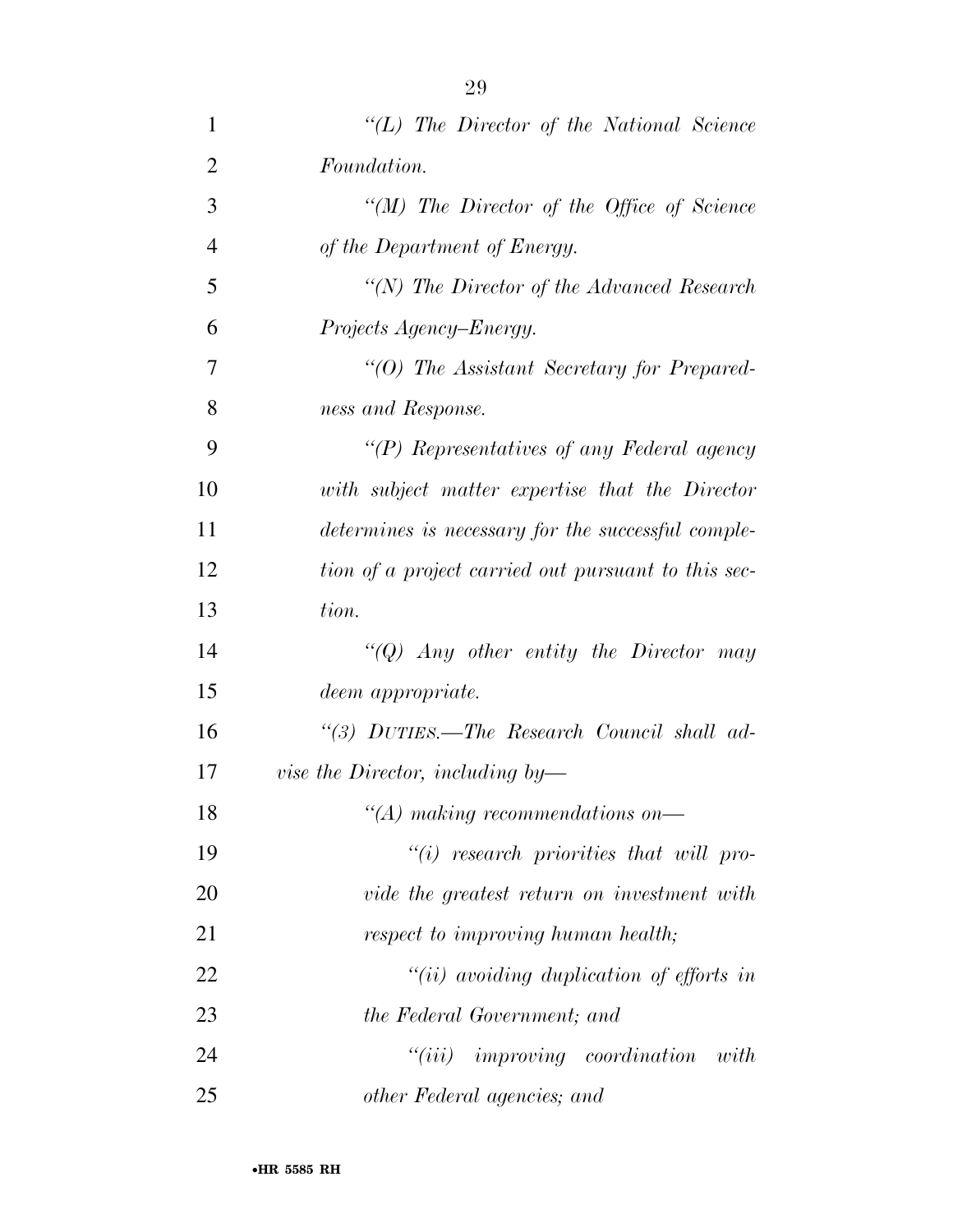*"(L) The Director of the National Science Foundation.*

*"(M) The Director of the Office of Science of the Department of Energy.*

*"(N) The Director of the Advanced Research Projects Agency–Energy.*

*"(O) The Assistant Secretary for Preparedness and Response.*

*"(P) Representatives of any Federal agency with subject matter expertise that the Director determines is necessary for the successful completion of a project carried out pursuant to this section.*

*"(Q) Any other entity the Director may deem appropriate.*

*"(3) DUTIES.—The Research Council shall advise the Director, including by—*

*"(A) making recommendations on—*

*"(i) research priorities that will provide the greatest return on investment with respect to improving human health;*

*"(ii) avoiding duplication of efforts in the Federal Government; and*

*"(iii) improving coordination with other Federal agencies; and*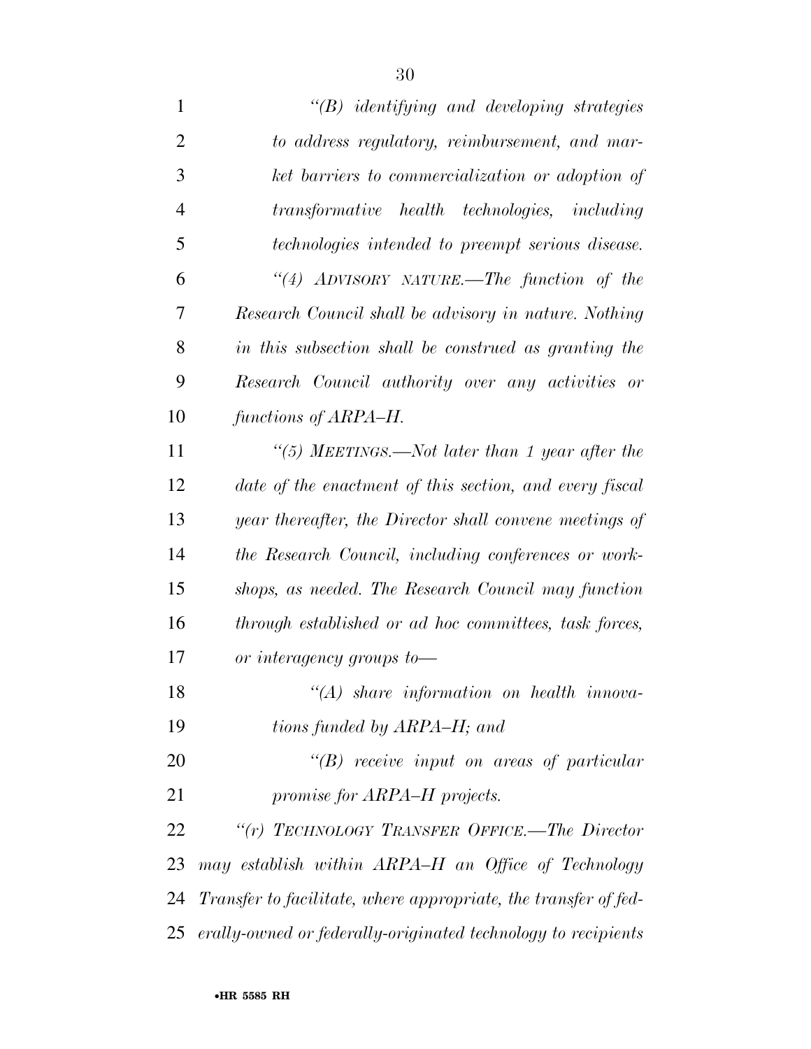*"(B) identifying and developing strategies to address regulatory, reimbursement, and market barriers to commercialization or adoption of transformative health technologies, including technologies intended to preempt serious disease.*

*"(4) ADVISORY NATURE.—The function of the Research Council shall be advisory in nature. Nothing in this subsection shall be construed as granting the Research Council authority over any activities or functions of ARPA–H.*

*"(5) MEETINGS.—Not later than 1 year after the date of the enactment of this section, and every fiscal year thereafter, the Director shall convene meetings of the Research Council, including conferences or workshops, as needed. The Research Council may function through established or ad hoc committees, task forces, or interagency groups to—*

*"(A) share information on health innovations funded by ARPA–H; and*

*"(B) receive input on areas of particular promise for ARPA–H projects.*

*"(r) TECHNOLOGY TRANSFER OFFICE.—The Director may establish within ARPA–H an Office of Technology Transfer to facilitate, where appropriate, the transfer of federally-owned or federally-originated technology to recipients*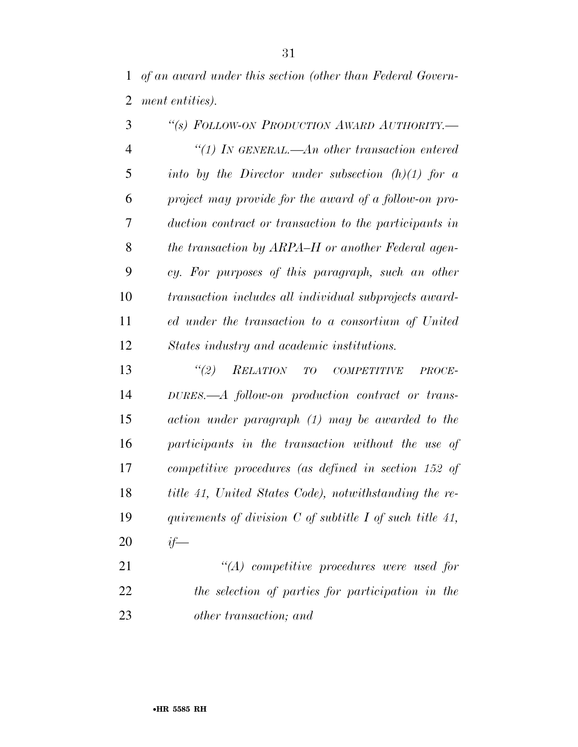*of an award under this section (other than Federal Government entities).*

*"(s) FOLLOW-ON PRODUCTION AWARD AUTHORITY.—*

*"(1) IN GENERAL.—An other transaction entered into by the Director under subsection (h)(1) for a project may provide for the award of a follow-on production contract or transaction to the participants in the transaction by ARPA–H or another Federal agency. For purposes of this paragraph, such an other transaction includes all individual subprojects awarded under the transaction to a consortium of United States industry and academic institutions.*

*"(2) RELATION TO COMPETITIVE PROCEDURES.—A follow-on production contract or transaction under paragraph (1) may be awarded to the participants in the transaction without the use of competitive procedures (as defined in section 152 of title 41, United States Code), notwithstanding the requirements of division C of subtitle I of such title 41, if—*

*"(A) competitive procedures were used for the selection of parties for participation in the other transaction; and*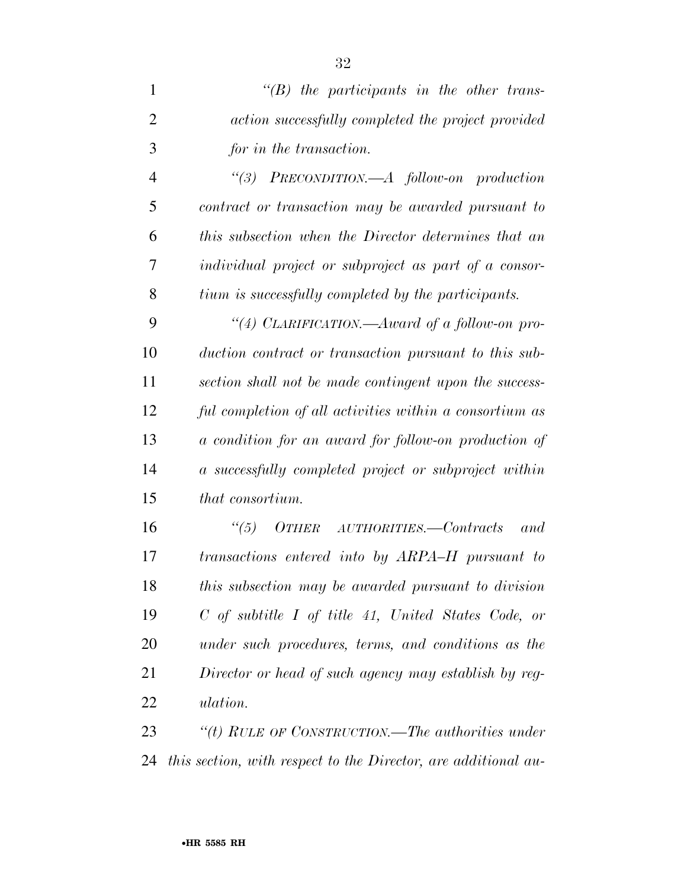*"(B) the participants in the other transaction successfully completed the project provided for in the transaction.*

*"(3) PRECONDITION.—A follow-on production contract or transaction may be awarded pursuant to this subsection when the Director determines that an individual project or subproject as part of a consortium is successfully completed by the participants.*

*"(4) CLARIFICATION.—Award of a follow-on production contract or transaction pursuant to this subsection shall not be made contingent upon the successful completion of all activities within a consortium as a condition for an award for follow-on production of a successfully completed project or subproject within that consortium.*

*"(5) OTHER AUTHORITIES.—Contracts and transactions entered into by ARPA–H pursuant to this subsection may be awarded pursuant to division C of subtitle I of title 41, United States Code, or under such procedures, terms, and conditions as the Director or head of such agency may establish by regulation.*

*"(t) RULE OF CONSTRUCTION.—The authorities under this section, with respect to the Director, are additional au-*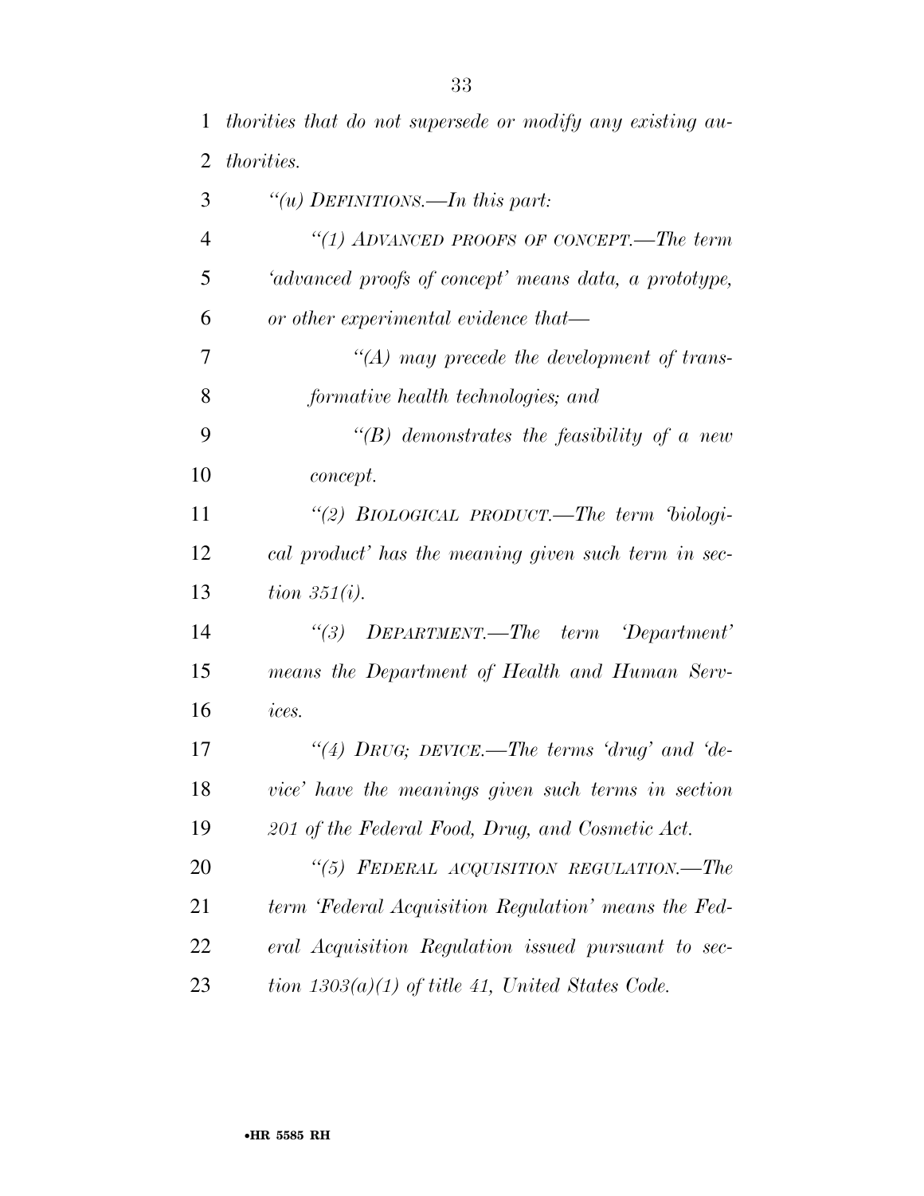*thorities that do not supersede or modify any existing authorities.*

*''(u) DEFINITIONS.—In this part:*

*''(1) ADVANCED PROOFS OF CONCEPT.—The term 'advanced proofs of concept' means data, a prototype, or other experimental evidence that—*

*''(A) may precede the development of transformative health technologies; and*

*''(B) demonstrates the feasibility of a new concept.*

*''(2) BIOLOGICAL PRODUCT.—The term 'biological product' has the meaning given such term in section 351(i).*

*''(3) DEPARTMENT.—The term 'Department' means the Department of Health and Human Services.*

*''(4) DRUG; DEVICE.—The terms 'drug' and 'device' have the meanings given such terms in section 201 of the Federal Food, Drug, and Cosmetic Act.*

*''(5) FEDERAL ACQUISITION REGULATION.—The term 'Federal Acquisition Regulation' means the Federal Acquisition Regulation issued pursuant to section 1303(a)(1) of title 41, United States Code.*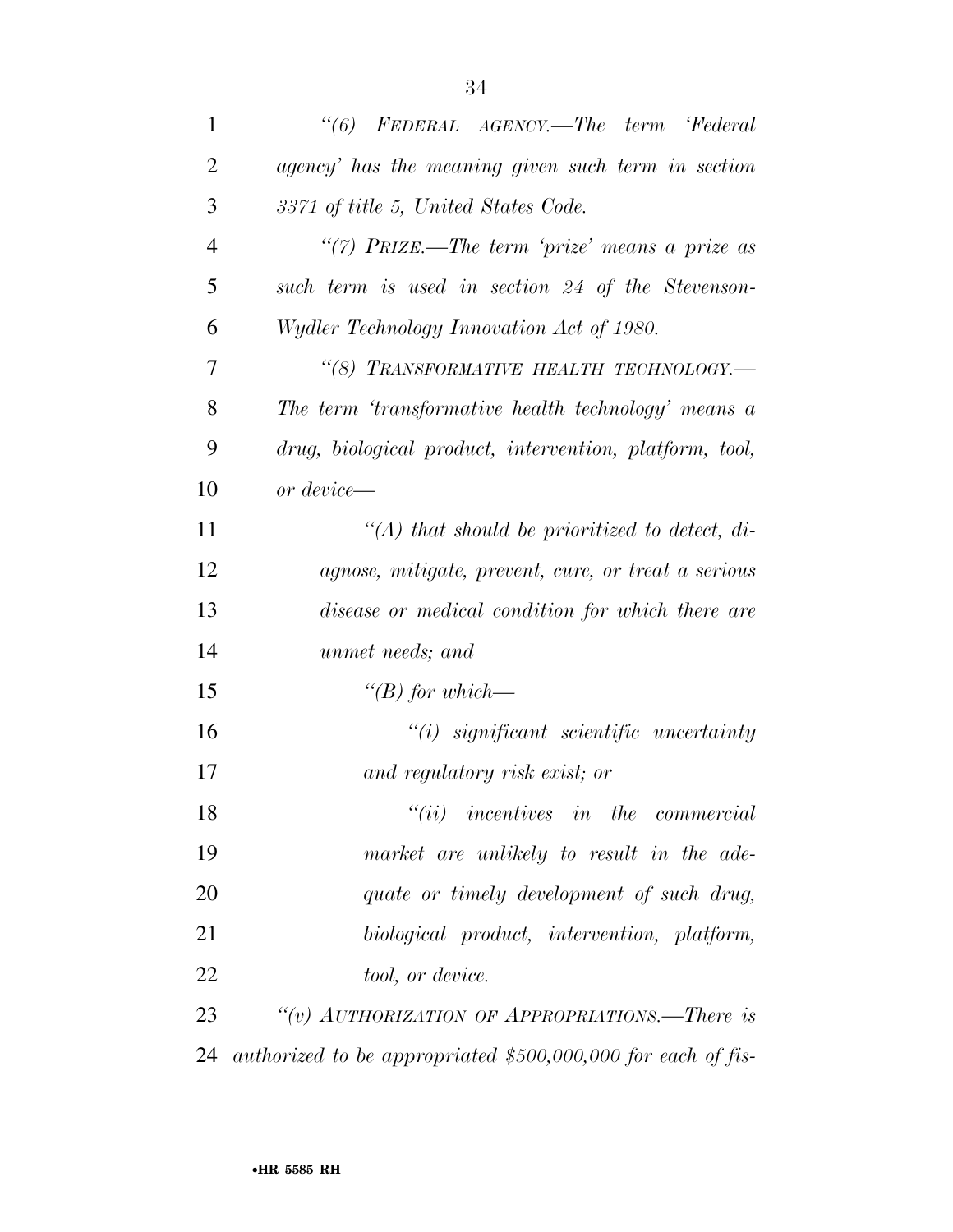*"(6) FEDERAL AGENCY.—The term 'Federal agency' has the meaning given such term in section 3371 of title 5, United States Code.*

*"(7) PRIZE.—The term 'prize' means a prize as such term is used in section 24 of the Stevenson-Wydler Technology Innovation Act of 1980.*

*"(8) TRANSFORMATIVE HEALTH TECHNOLOGY.—The term 'transformative health technology' means a drug, biological product, intervention, platform, tool, or device—*

*"(A) that should be prioritized to detect, diagnose, mitigate, prevent, cure, or treat a serious disease or medical condition for which there are unmet needs; and*

*"(B) for which—*

*"(i) significant scientific uncertainty and regulatory risk exist; or*

*"(ii) incentives in the commercial market are unlikely to result in the adequate or timely development of such drug, biological product, intervention, platform, tool, or device.*

*"(v) AUTHORIZATION OF APPROPRIATIONS.—There is authorized to be appropriated $500,000,000 for each of fis-*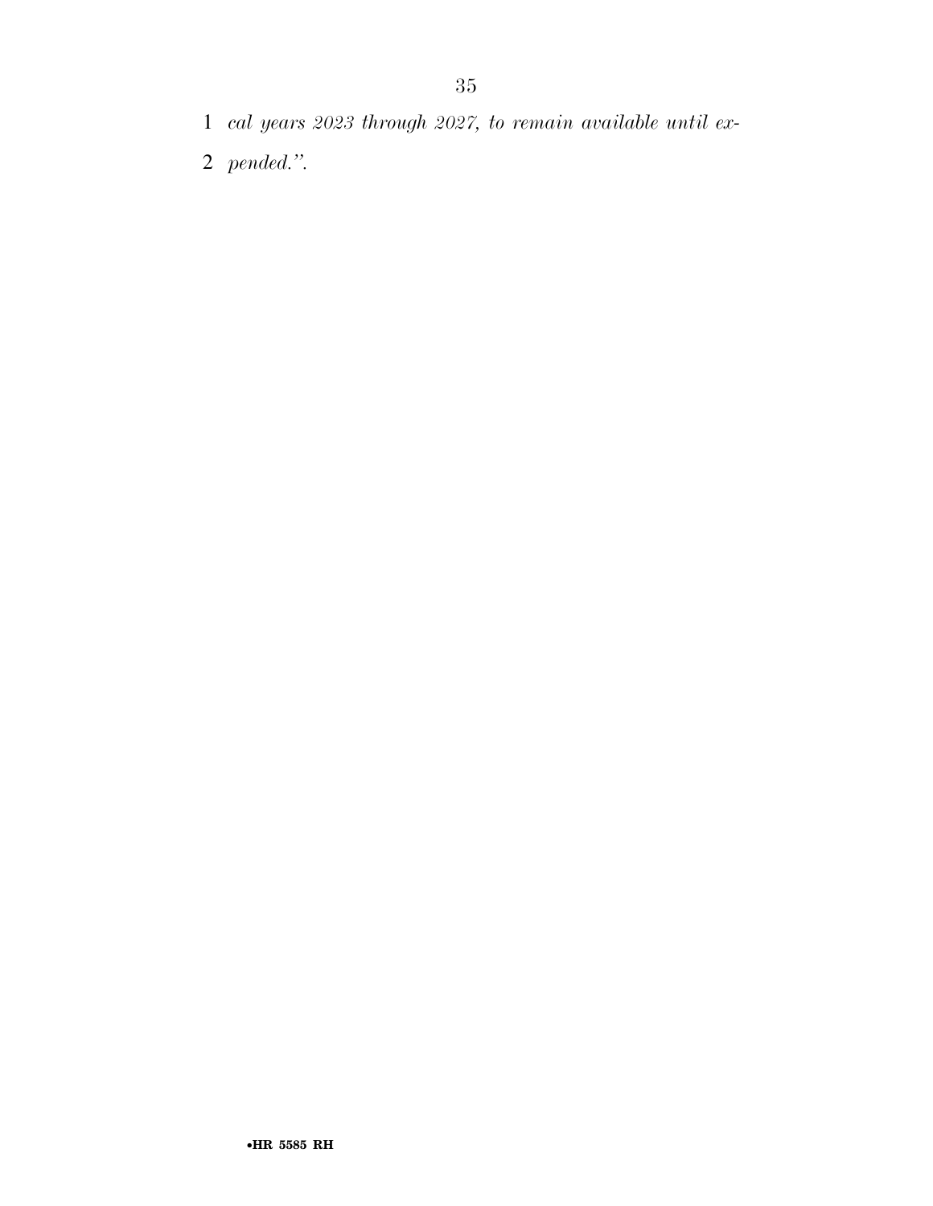*cal years 2023 through 2027, to remain available until expended.''.*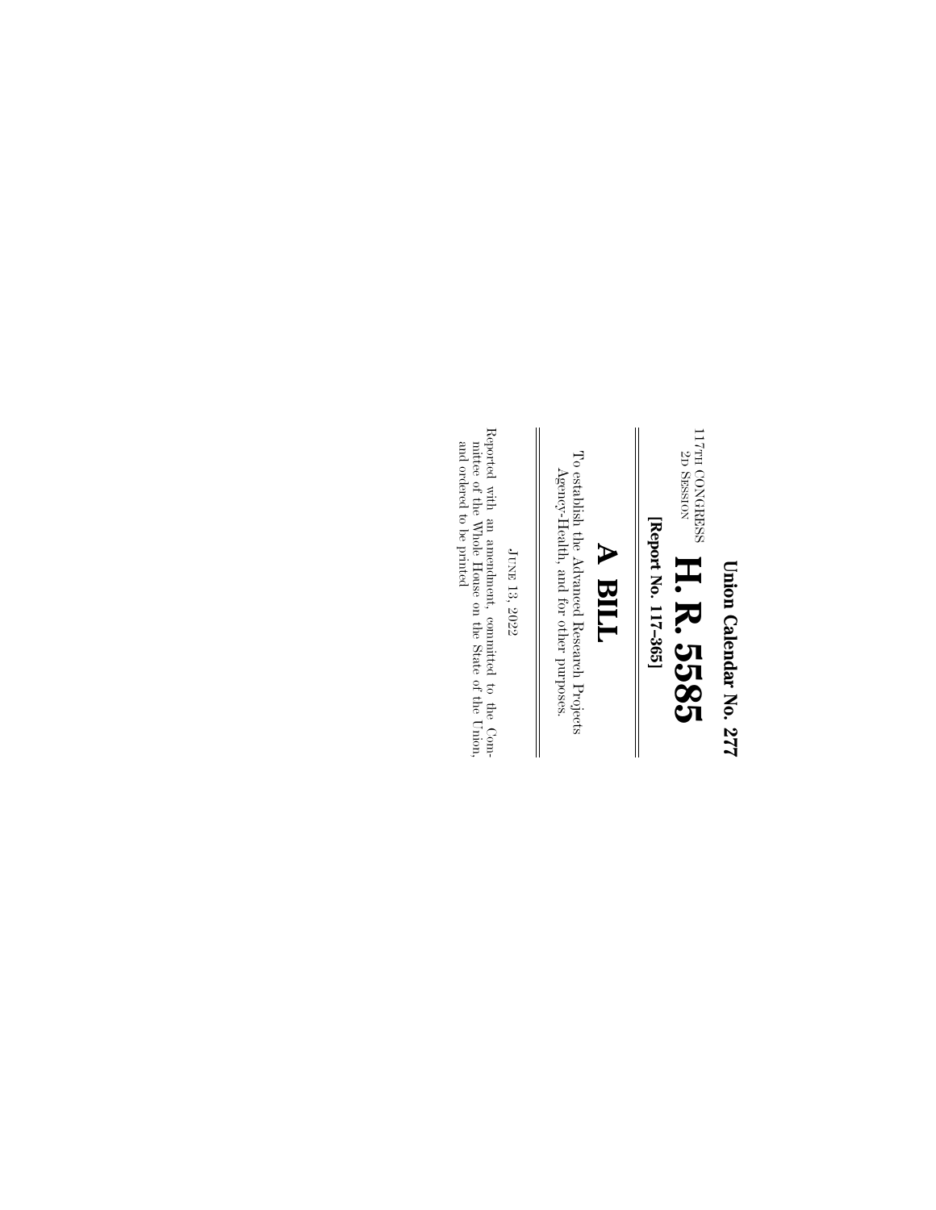# Union Calendar No. 277

117TH CONGRESS
2D SESSION

# H. R. 5585

**[Report No. 117–365]**

---

# A BILL

To establish the Advanced Research Projects Agency-Health, and for other purposes.

---

JUNE 13, 2022

Reported with an amendment, committed to the Committee of the Whole House on the State of the Union, and ordered to be printed